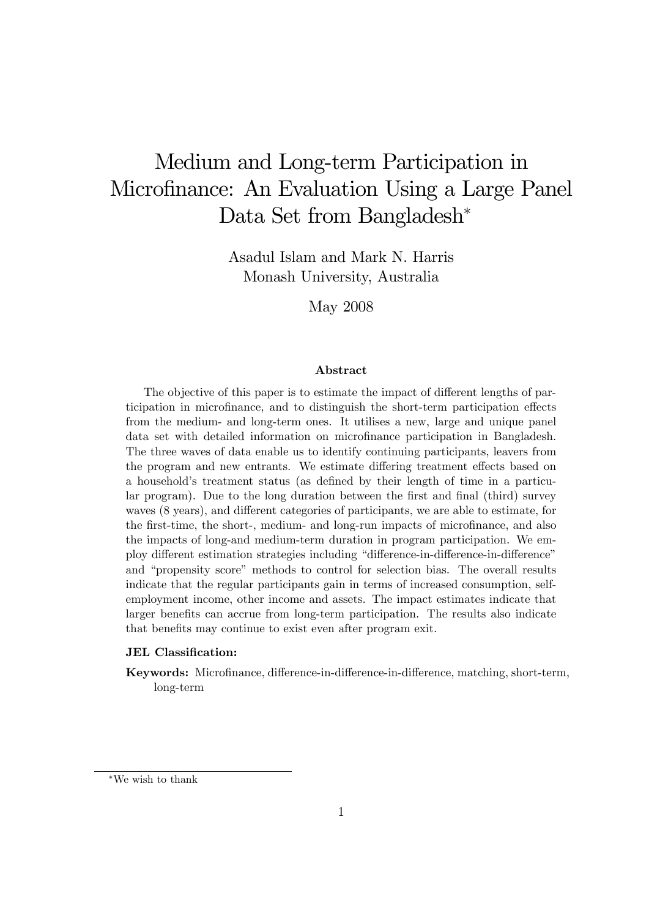# Medium and Long-term Participation in Microfinance: An Evaluation Using a Large Panel Data Set from Bangladesh*

Asadul Islam and Mark N. Harris
Monash University, Australia

May 2008

### Abstract

The objective of this paper is to estimate the impact of different lengths of participation in microfinance, and to distinguish the short-term participation effects from the medium- and long-term ones. It utilises a new, large and unique panel data set with detailed information on microfinance participation in Bangladesh. The three waves of data enable us to identify continuing participants, leavers from the program and new entrants. We estimate differing treatment effects based on a household's treatment status (as defined by their length of time in a particular program). Due to the long duration between the first and final (third) survey waves (8 years), and different categories of participants, we are able to estimate, for the first-time, the short-, medium- and long-run impacts of microfinance, and also the impacts of long-and medium-term duration in program participation. We employ different estimation strategies including "difference-in-difference-in-difference" and "propensity score" methods to control for selection bias. The overall results indicate that the regular participants gain in terms of increased consumption, self-employment income, other income and assets. The impact estimates indicate that larger benefits can accrue from long-term participation. The results also indicate that benefits may continue to exist even after program exit.

**JEL Classification:**

**Keywords:** Microfinance, difference-in-difference-in-difference, matching, short-term, long-term

*We wish to thank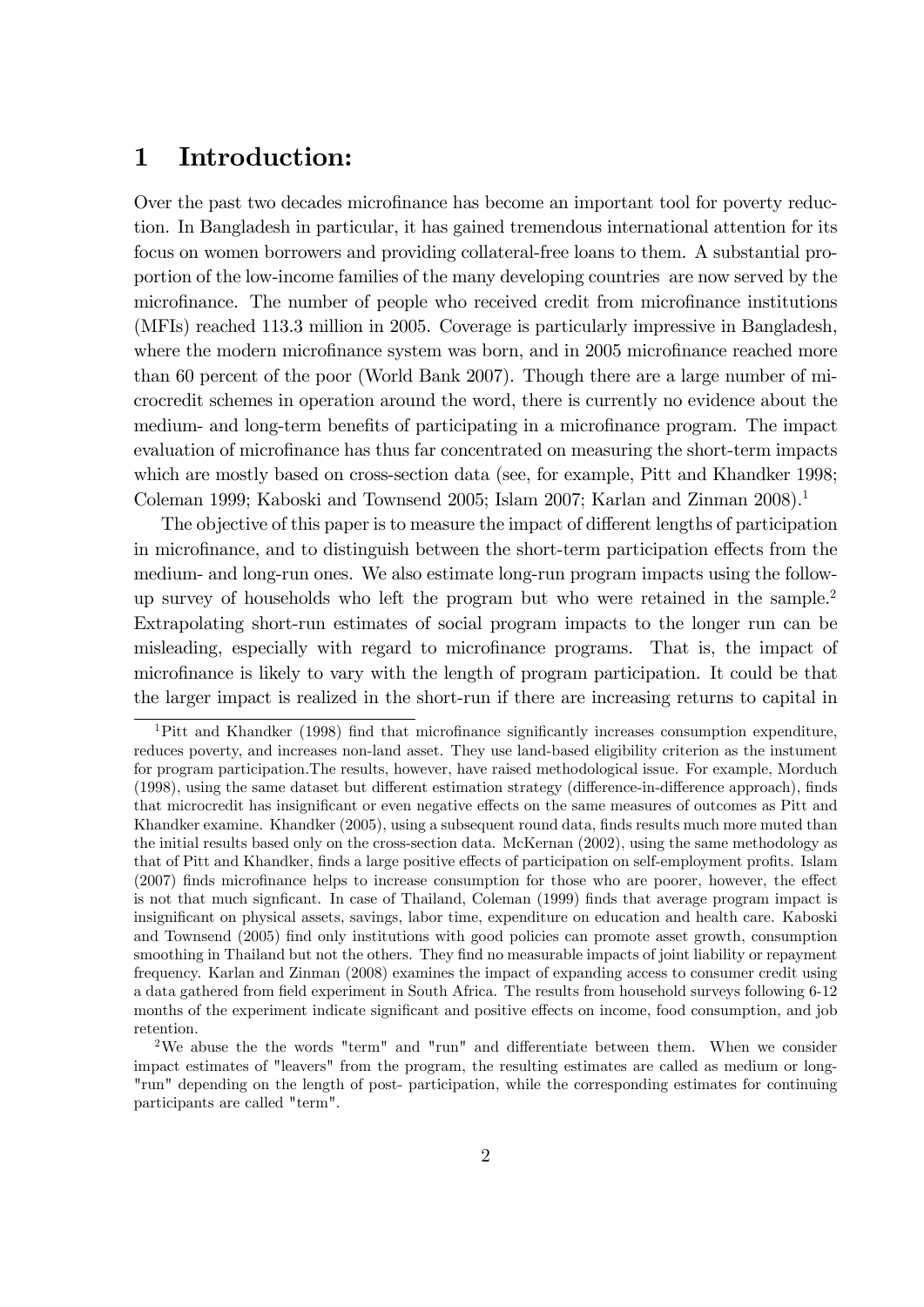# 1 Introduction:

Over the past two decades microfinance has become an important tool for poverty reduction. In Bangladesh in particular, it has gained tremendous international attention for its focus on women borrowers and providing collateral-free loans to them. A substantial proportion of the low-income families of the many developing countries are now served by the microfinance. The number of people who received credit from microfinance institutions (MFIs) reached 113.3 million in 2005. Coverage is particularly impressive in Bangladesh, where the modern microfinance system was born, and in 2005 microfinance reached more than 60 percent of the poor (World Bank 2007). Though there are a large number of microcredit schemes in operation around the word, there is currently no evidence about the medium- and long-term benefits of participating in a microfinance program. The impact evaluation of microfinance has thus far concentrated on measuring the short-term impacts which are mostly based on cross-section data (see, for example, Pitt and Khandker 1998; Coleman 1999; Kaboski and Townsend 2005; Islam 2007; Karlan and Zinman 2008).[1]

The objective of this paper is to measure the impact of different lengths of participation in microfinance, and to distinguish between the short-term participation effects from the medium- and long-run ones. We also estimate long-run program impacts using the follow-up survey of households who left the program but who were retained in the sample.[2] Extrapolating short-run estimates of social program impacts to the longer run can be misleading, especially with regard to microfinance programs. That is, the impact of microfinance is likely to vary with the length of program participation. It could be that the larger impact is realized in the short-run if there are increasing returns to capital in

---

[1] Pitt and Khandker (1998) find that microfinance significantly increases consumption expenditure, reduces poverty, and increases non-land asset. They use land-based eligibility criterion as the instument for program participation.The results, however, have raised methodological issue. For example, Morduch (1998), using the same dataset but different estimation strategy (difference-in-difference approach), finds that microcredit has insignificant or even negative effects on the same measures of outcomes as Pitt and Khandker examine. Khandker (2005), using a subsequent round data, finds results much more muted than the initial results based only on the cross-section data. McKernan (2002), using the same methodology as that of Pitt and Khandker, finds a large positive effects of participation on self-employment profits. Islam (2007) finds microfinance helps to increase consumption for those who are poorer, however, the effect is not that much signficant. In case of Thailand, Coleman (1999) finds that average program impact is insignificant on physical assets, savings, labor time, expenditure on education and health care. Kaboski and Townsend (2005) find only institutions with good policies can promote asset growth, consumption smoothing in Thailand but not the others. They find no measurable impacts of joint liability or repayment frequency. Karlan and Zinman (2008) examines the impact of expanding access to consumer credit using a data gathered from field experiment in South Africa. The results from household surveys following 6-12 months of the experiment indicate significant and positive effects on income, food consumption, and job retention.

[2] We abuse the the words "term" and "run" and differentiate between them. When we consider impact estimates of "leavers" from the program, the resulting estimates are called as medium or long-"run" depending on the length of post- participation, while the corresponding estimates for continuing participants are called "term".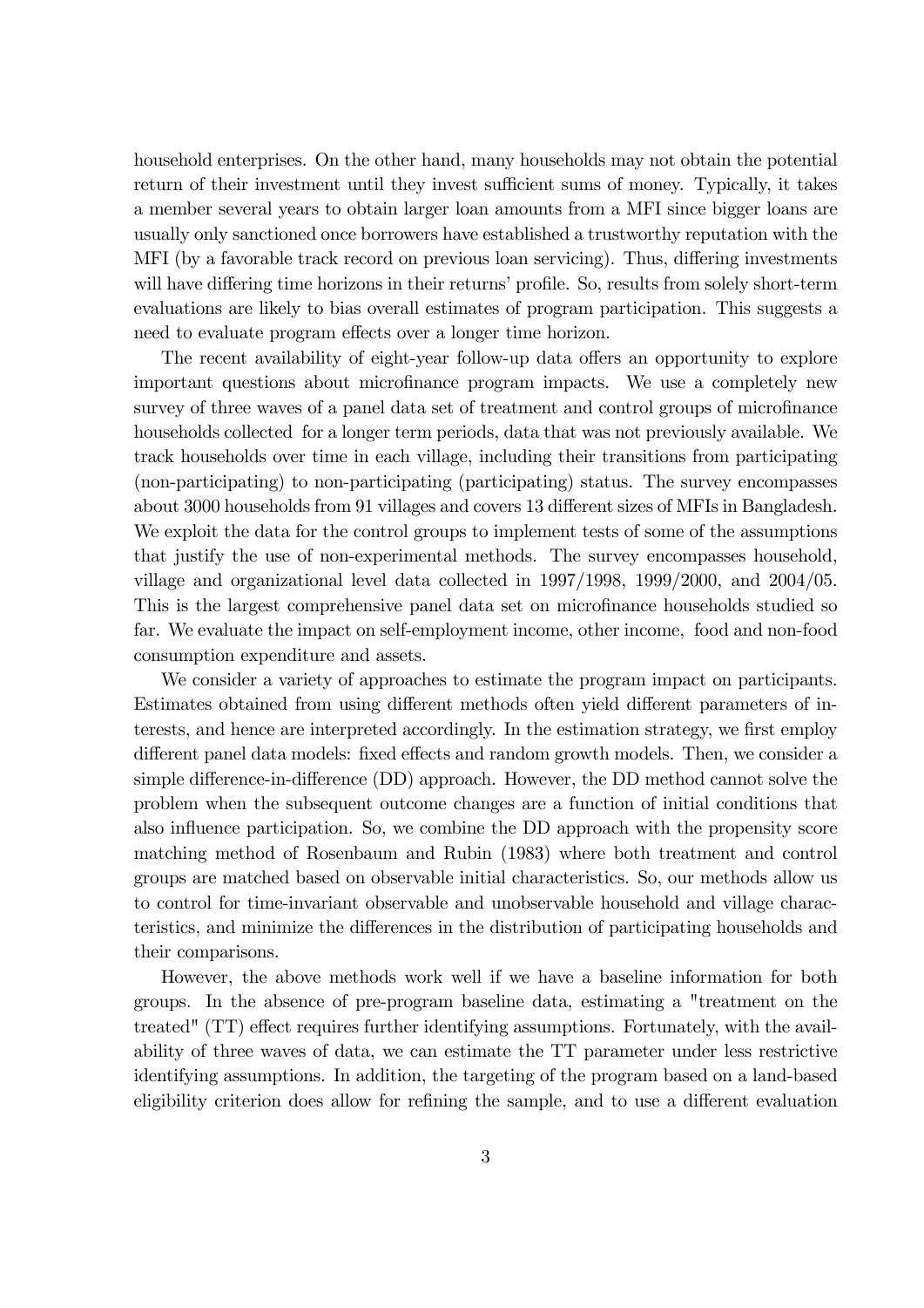household enterprises. On the other hand, many households may not obtain the potential return of their investment until they invest sufficient sums of money. Typically, it takes a member several years to obtain larger loan amounts from a MFI since bigger loans are usually only sanctioned once borrowers have established a trustworthy reputation with the MFI (by a favorable track record on previous loan servicing). Thus, differing investments will have differing time horizons in their returns' profile. So, results from solely short-term evaluations are likely to bias overall estimates of program participation. This suggests a need to evaluate program effects over a longer time horizon.

The recent availability of eight-year follow-up data offers an opportunity to explore important questions about microfinance program impacts. We use a completely new survey of three waves of a panel data set of treatment and control groups of microfinance households collected for a longer term periods, data that was not previously available. We track households over time in each village, including their transitions from participating (non-participating) to non-participating (participating) status. The survey encompasses about 3000 households from 91 villages and covers 13 different sizes of MFIs in Bangladesh. We exploit the data for the control groups to implement tests of some of the assumptions that justify the use of non-experimental methods. The survey encompasses household, village and organizational level data collected in 1997/1998, 1999/2000, and 2004/05. This is the largest comprehensive panel data set on microfinance households studied so far. We evaluate the impact on self-employment income, other income, food and non-food consumption expenditure and assets.

We consider a variety of approaches to estimate the program impact on participants. Estimates obtained from using different methods often yield different parameters of interests, and hence are interpreted accordingly. In the estimation strategy, we first employ different panel data models: fixed effects and random growth models. Then, we consider a simple difference-in-difference (DD) approach. However, the DD method cannot solve the problem when the subsequent outcome changes are a function of initial conditions that also influence participation. So, we combine the DD approach with the propensity score matching method of Rosenbaum and Rubin (1983) where both treatment and control groups are matched based on observable initial characteristics. So, our methods allow us to control for time-invariant observable and unobservable household and village characteristics, and minimize the differences in the distribution of participating households and their comparisons.

However, the above methods work well if we have a baseline information for both groups. In the absence of pre-program baseline data, estimating a "treatment on the treated" (TT) effect requires further identifying assumptions. Fortunately, with the availability of three waves of data, we can estimate the TT parameter under less restrictive identifying assumptions. In addition, the targeting of the program based on a land-based eligibility criterion does allow for refining the sample, and to use a different evaluation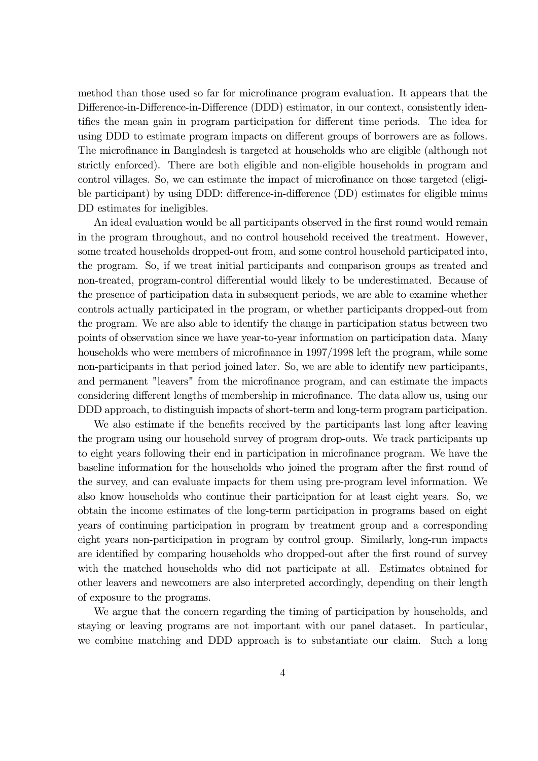method than those used so far for microfinance program evaluation. It appears that the Difference-in-Difference-in-Difference (DDD) estimator, in our context, consistently identifies the mean gain in program participation for different time periods. The idea for using DDD to estimate program impacts on different groups of borrowers are as follows. The microfinance in Bangladesh is targeted at households who are eligible (although not strictly enforced). There are both eligible and non-eligible households in program and control villages. So, we can estimate the impact of microfinance on those targeted (eligible participant) by using DDD: difference-in-difference (DD) estimates for eligible minus DD estimates for ineligibles.

An ideal evaluation would be all participants observed in the first round would remain in the program throughout, and no control household received the treatment. However, some treated households dropped-out from, and some control household participated into, the program. So, if we treat initial participants and comparison groups as treated and non-treated, program-control differential would likely to be underestimated. Because of the presence of participation data in subsequent periods, we are able to examine whether controls actually participated in the program, or whether participants dropped-out from the program. We are also able to identify the change in participation status between two points of observation since we have year-to-year information on participation data. Many households who were members of microfinance in 1997/1998 left the program, while some non-participants in that period joined later. So, we are able to identify new participants, and permanent "leavers" from the microfinance program, and can estimate the impacts considering different lengths of membership in microfinance. The data allow us, using our DDD approach, to distinguish impacts of short-term and long-term program participation.

We also estimate if the benefits received by the participants last long after leaving the program using our household survey of program drop-outs. We track participants up to eight years following their end in participation in microfinance program. We have the baseline information for the households who joined the program after the first round of the survey, and can evaluate impacts for them using pre-program level information. We also know households who continue their participation for at least eight years. So, we obtain the income estimates of the long-term participation in programs based on eight years of continuing participation in program by treatment group and a corresponding eight years non-participation in program by control group. Similarly, long-run impacts are identified by comparing households who dropped-out after the first round of survey with the matched households who did not participate at all. Estimates obtained for other leavers and newcomers are also interpreted accordingly, depending on their length of exposure to the programs.

We argue that the concern regarding the timing of participation by households, and staying or leaving programs are not important with our panel dataset. In particular, we combine matching and DDD approach is to substantiate our claim. Such a long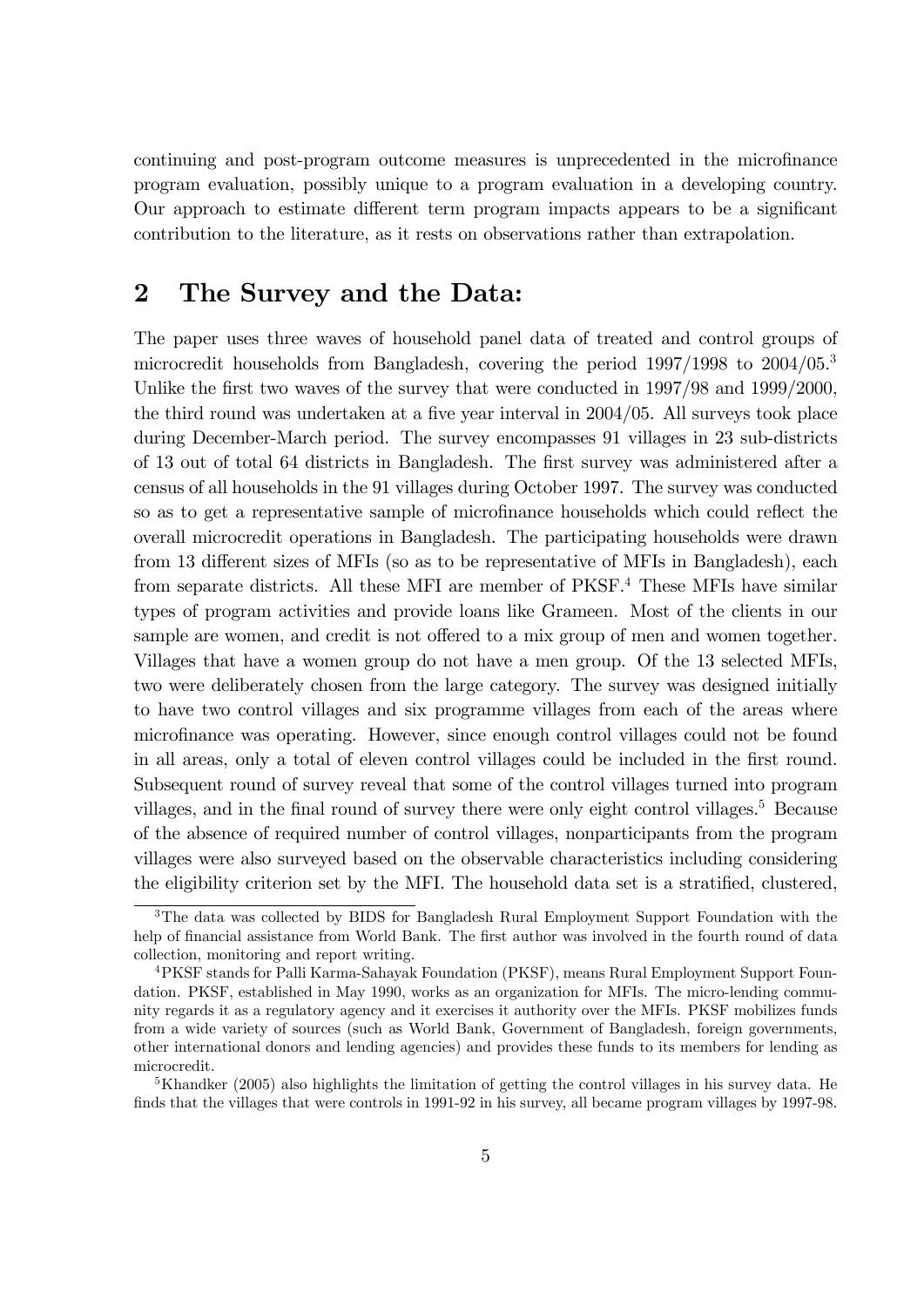continuing and post-program outcome measures is unprecedented in the microfinance program evaluation, possibly unique to a program evaluation in a developing country. Our approach to estimate different term program impacts appears to be a significant contribution to the literature, as it rests on observations rather than extrapolation.

## 2 The Survey and the Data:

The paper uses three waves of household panel data of treated and control groups of microcredit households from Bangladesh, covering the period 1997/1998 to 2004/05.[3] Unlike the first two waves of the survey that were conducted in 1997/98 and 1999/2000, the third round was undertaken at a five year interval in 2004/05. All surveys took place during December-March period. The survey encompasses 91 villages in 23 sub-districts of 13 out of total 64 districts in Bangladesh. The first survey was administered after a census of all households in the 91 villages during October 1997. The survey was conducted so as to get a representative sample of microfinance households which could reflect the overall microcredit operations in Bangladesh. The participating households were drawn from 13 different sizes of MFIs (so as to be representative of MFIs in Bangladesh), each from separate districts. All these MFI are member of PKSF.[4] These MFIs have similar types of program activities and provide loans like Grameen. Most of the clients in our sample are women, and credit is not offered to a mix group of men and women together. Villages that have a women group do not have a men group. Of the 13 selected MFIs, two were deliberately chosen from the large category. The survey was designed initially to have two control villages and six programme villages from each of the areas where microfinance was operating. However, since enough control villages could not be found in all areas, only a total of eleven control villages could be included in the first round. Subsequent round of survey reveal that some of the control villages turned into program villages, and in the final round of survey there were only eight control villages.[5] Because of the absence of required number of control villages, nonparticipants from the program villages were also surveyed based on the observable characteristics including considering the eligibility criterion set by the MFI. The household data set is a stratified, clustered,

[3] The data was collected by BIDS for Bangladesh Rural Employment Support Foundation with the help of financial assistance from World Bank. The first author was involved in the fourth round of data collection, monitoring and report writing.

[4] PKSF stands for Palli Karma-Sahayak Foundation (PKSF), means Rural Employment Support Foundation. PKSF, established in May 1990, works as an organization for MFIs. The micro-lending community regards it as a regulatory agency and it exercises it authority over the MFIs. PKSF mobilizes funds from a wide variety of sources (such as World Bank, Government of Bangladesh, foreign governments, other international donors and lending agencies) and provides these funds to its members for lending as microcredit.

[5] Khandker (2005) also highlights the limitation of getting the control villages in his survey data. He finds that the villages that were controls in 1991-92 in his survey, all became program villages by 1997-98.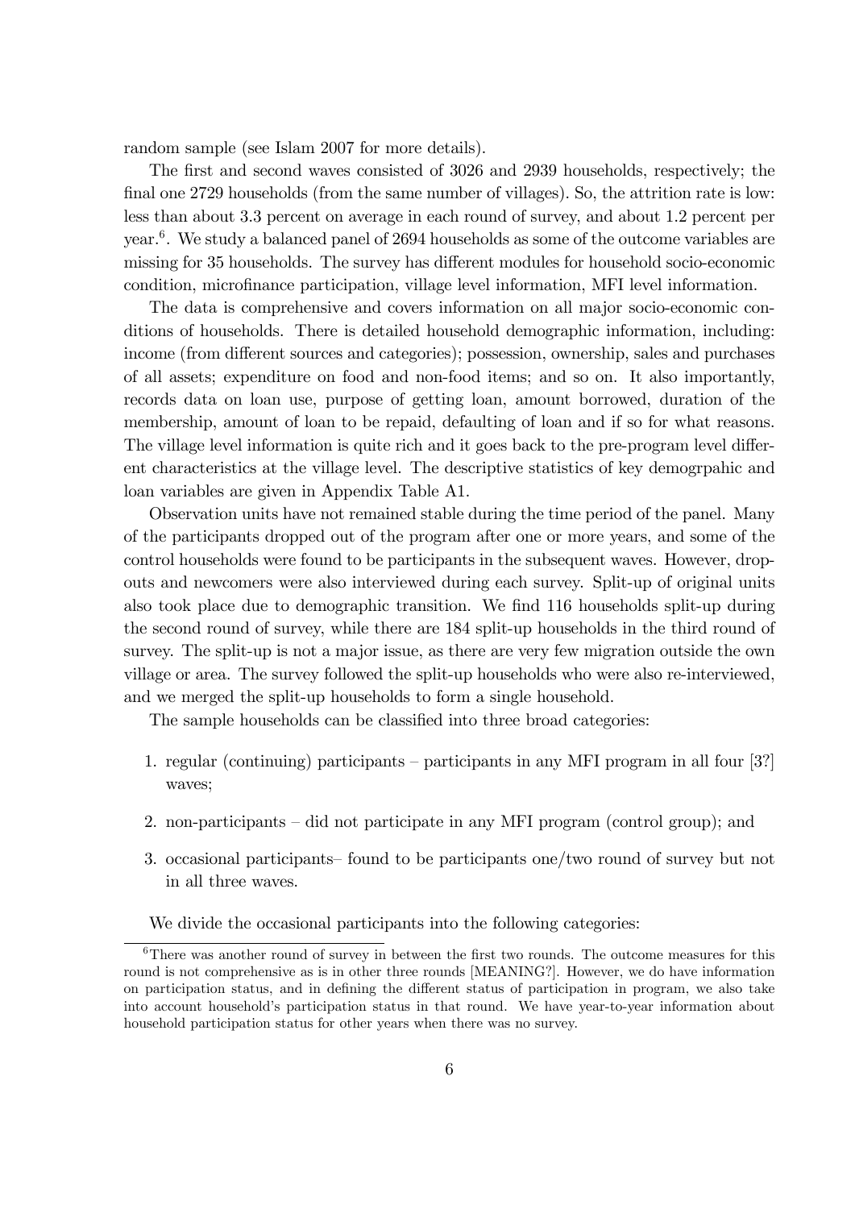random sample (see Islam 2007 for more details).

The first and second waves consisted of 3026 and 2939 households, respectively; the final one 2729 households (from the same number of villages). So, the attrition rate is low: less than about 3.3 percent on average in each round of survey, and about 1.2 percent per year.[6]. We study a balanced panel of 2694 households as some of the outcome variables are missing for 35 households. The survey has different modules for household socio-economic condition, microfinance participation, village level information, MFI level information.

The data is comprehensive and covers information on all major socio-economic conditions of households. There is detailed household demographic information, including: income (from different sources and categories); possession, ownership, sales and purchases of all assets; expenditure on food and non-food items; and so on. It also importantly, records data on loan use, purpose of getting loan, amount borrowed, duration of the membership, amount of loan to be repaid, defaulting of loan and if so for what reasons. The village level information is quite rich and it goes back to the pre-program level different characteristics at the village level. The descriptive statistics of key demogrpahic and loan variables are given in Appendix Table A1.

Observation units have not remained stable during the time period of the panel. Many of the participants dropped out of the program after one or more years, and some of the control households were found to be participants in the subsequent waves. However, dropouts and newcomers were also interviewed during each survey. Split-up of original units also took place due to demographic transition. We find 116 households split-up during the second round of survey, while there are 184 split-up households in the third round of survey. The split-up is not a major issue, as there are very few migration outside the own village or area. The survey followed the split-up households who were also re-interviewed, and we merged the split-up households to form a single household.

The sample households can be classified into three broad categories:

1. regular (continuing) participants – participants in any MFI program in all four [3?] waves;
2. non-participants – did not participate in any MFI program (control group); and
3. occasional participants– found to be participants one/two round of survey but not in all three waves.

We divide the occasional participants into the following categories:

[6] There was another round of survey in between the first two rounds. The outcome measures for this round is not comprehensive as is in other three rounds [MEANING?]. However, we do have information on participation status, and in defining the different status of participation in program, we also take into account household's participation status in that round. We have year-to-year information about household participation status for other years when there was no survey.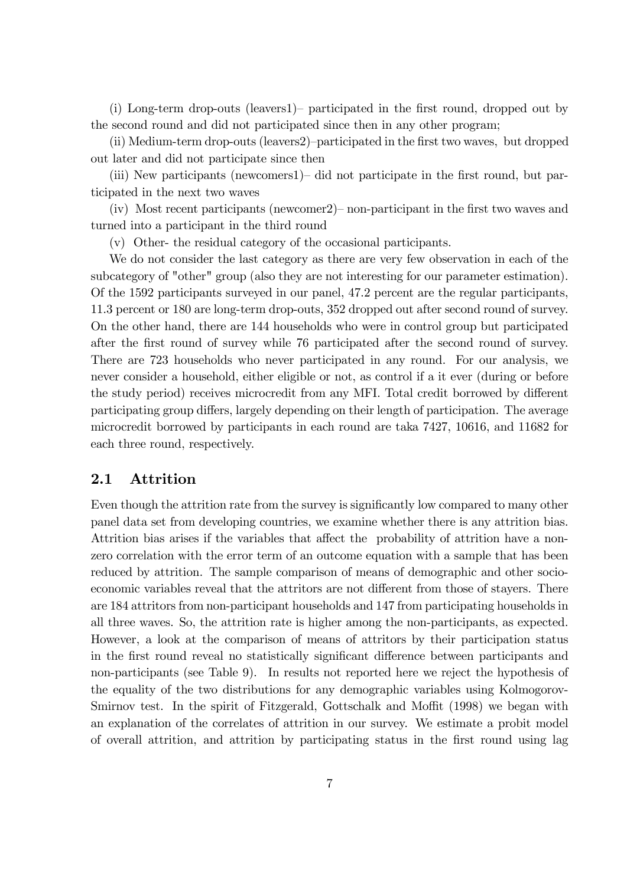(i) Long-term drop-outs (leavers1)– participated in the first round, dropped out by the second round and did not participated since then in any other program;

(ii) Medium-term drop-outs (leavers2)–participated in the first two waves, but dropped out later and did not participate since then

(iii) New participants (newcomers1)– did not participate in the first round, but participated in the next two waves

(iv) Most recent participants (newcomer2)– non-participant in the first two waves and turned into a participant in the third round

(v) Other- the residual category of the occasional participants.

We do not consider the last category as there are very few observation in each of the subcategory of "other" group (also they are not interesting for our parameter estimation). Of the 1592 participants surveyed in our panel, 47.2 percent are the regular participants, 11.3 percent or 180 are long-term drop-outs, 352 dropped out after second round of survey. On the other hand, there are 144 households who were in control group but participated after the first round of survey while 76 participated after the second round of survey. There are 723 households who never participated in any round. For our analysis, we never consider a household, either eligible or not, as control if a it ever (during or before the study period) receives microcredit from any MFI. Total credit borrowed by different participating group differs, largely depending on their length of participation. The average microcredit borrowed by participants in each round are taka 7427, 10616, and 11682 for each three round, respectively.

## 2.1 Attrition

Even though the attrition rate from the survey is significantly low compared to many other panel data set from developing countries, we examine whether there is any attrition bias. Attrition bias arises if the variables that affect the probability of attrition have a non-zero correlation with the error term of an outcome equation with a sample that has been reduced by attrition. The sample comparison of means of demographic and other socio-economic variables reveal that the attritors are not different from those of stayers. There are 184 attritors from non-participant households and 147 from participating households in all three waves. So, the attrition rate is higher among the non-participants, as expected. However, a look at the comparison of means of attritors by their participation status in the first round reveal no statistically significant difference between participants and non-participants (see Table 9). In results not reported here we reject the hypothesis of the equality of the two distributions for any demographic variables using Kolmogorov-Smirnov test. In the spirit of Fitzgerald, Gottschalk and Moffit (1998) we began with an explanation of the correlates of attrition in our survey. We estimate a probit model of overall attrition, and attrition by participating status in the first round using lag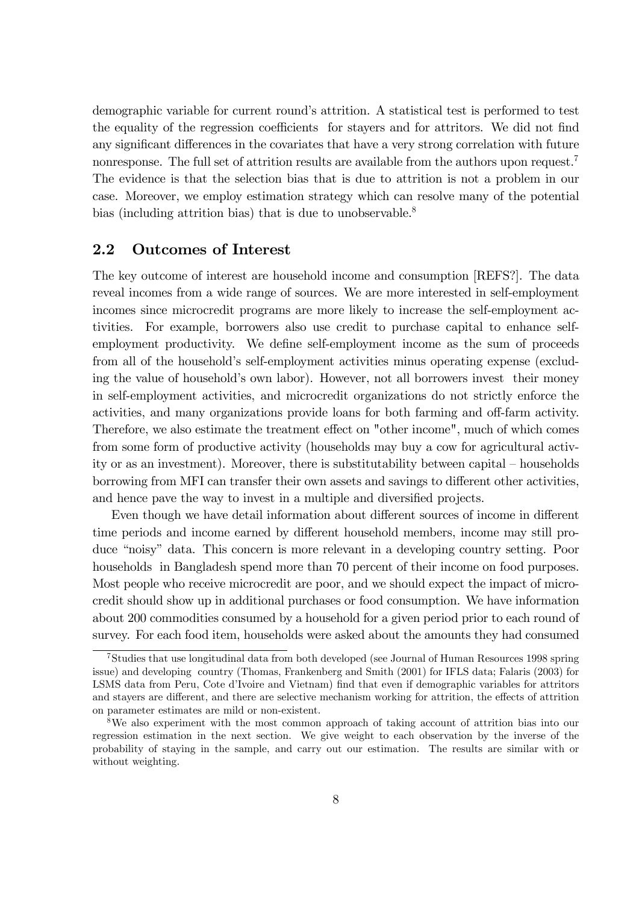demographic variable for current round's attrition. A statistical test is performed to test the equality of the regression coefficients for stayers and for attritors. We did not find any significant differences in the covariates that have a very strong correlation with future nonresponse. The full set of attrition results are available from the authors upon request.[7] The evidence is that the selection bias that is due to attrition is not a problem in our case. Moreover, we employ estimation strategy which can resolve many of the potential bias (including attrition bias) that is due to unobservable.[8]

## 2.2 Outcomes of Interest

The key outcome of interest are household income and consumption [REFS?]. The data reveal incomes from a wide range of sources. We are more interested in self-employment incomes since microcredit programs are more likely to increase the self-employment activities. For example, borrowers also use credit to purchase capital to enhance self-employment productivity. We define self-employment income as the sum of proceeds from all of the household's self-employment activities minus operating expense (excluding the value of household's own labor). However, not all borrowers invest their money in self-employment activities, and microcredit organizations do not strictly enforce the activities, and many organizations provide loans for both farming and off-farm activity. Therefore, we also estimate the treatment effect on "other income", much of which comes from some form of productive activity (households may buy a cow for agricultural activity or as an investment). Moreover, there is substitutability between capital – households borrowing from MFI can transfer their own assets and savings to different other activities, and hence pave the way to invest in a multiple and diversified projects.

Even though we have detail information about different sources of income in different time periods and income earned by different household members, income may still produce "noisy" data. This concern is more relevant in a developing country setting. Poor households in Bangladesh spend more than 70 percent of their income on food purposes. Most people who receive microcredit are poor, and we should expect the impact of microcredit should show up in additional purchases or food consumption. We have information about 200 commodities consumed by a household for a given period prior to each round of survey. For each food item, households were asked about the amounts they had consumed

---

[7] Studies that use longitudinal data from both developed (see Journal of Human Resources 1998 spring issue) and developing country (Thomas, Frankenberg and Smith (2001) for IFLS data; Falaris (2003) for LSMS data from Peru, Cote d'Ivoire and Vietnam) find that even if demographic variables for attritors and stayers are different, and there are selective mechanism working for attrition, the effects of attrition on parameter estimates are mild or non-existent.

[8] We also experiment with the most common approach of taking account of attrition bias into our regression estimation in the next section. We give weight to each observation by the inverse of the probability of staying in the sample, and carry out our estimation. The results are similar with or without weighting.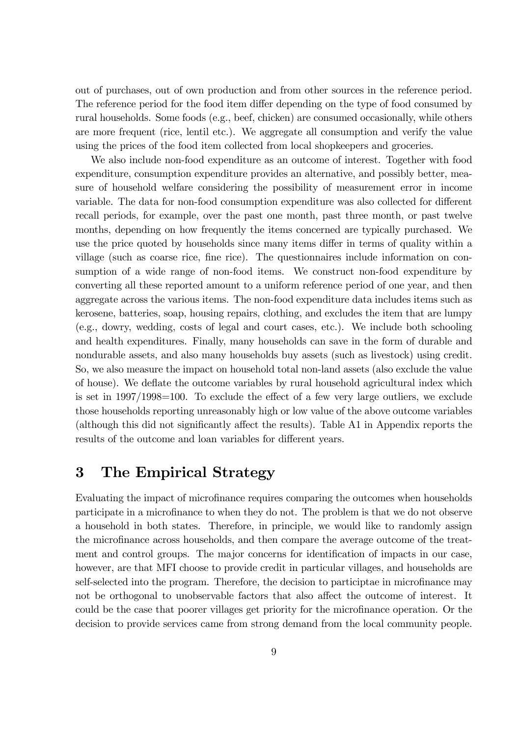out of purchases, out of own production and from other sources in the reference period. The reference period for the food item differ depending on the type of food consumed by rural households. Some foods (e.g., beef, chicken) are consumed occasionally, while others are more frequent (rice, lentil etc.). We aggregate all consumption and verify the value using the prices of the food item collected from local shopkeepers and groceries.

We also include non-food expenditure as an outcome of interest. Together with food expenditure, consumption expenditure provides an alternative, and possibly better, measure of household welfare considering the possibility of measurement error in income variable. The data for non-food consumption expenditure was also collected for different recall periods, for example, over the past one month, past three month, or past twelve months, depending on how frequently the items concerned are typically purchased. We use the price quoted by households since many items differ in terms of quality within a village (such as coarse rice, fine rice). The questionnaires include information on consumption of a wide range of non-food items. We construct non-food expenditure by converting all these reported amount to a uniform reference period of one year, and then aggregate across the various items. The non-food expenditure data includes items such as kerosene, batteries, soap, housing repairs, clothing, and excludes the item that are lumpy (e.g., dowry, wedding, costs of legal and court cases, etc.). We include both schooling and health expenditures. Finally, many households can save in the form of durable and nondurable assets, and also many households buy assets (such as livestock) using credit. So, we also measure the impact on household total non-land assets (also exclude the value of house). We deflate the outcome variables by rural household agricultural index which is set in 1997/1998=100. To exclude the effect of a few very large outliers, we exclude those households reporting unreasonably high or low value of the above outcome variables (although this did not significantly affect the results). Table A1 in Appendix reports the results of the outcome and loan variables for different years.

# 3 The Empirical Strategy

Evaluating the impact of microfinance requires comparing the outcomes when households participate in a microfinance to when they do not. The problem is that we do not observe a household in both states. Therefore, in principle, we would like to randomly assign the microfinance across households, and then compare the average outcome of the treatment and control groups. The major concerns for identification of impacts in our case, however, are that MFI choose to provide credit in particular villages, and households are self-selected into the program. Therefore, the decision to participtae in microfinance may not be orthogonal to unobservable factors that also affect the outcome of interest. It could be the case that poorer villages get priority for the microfinance operation. Or the decision to provide services came from strong demand from the local community people.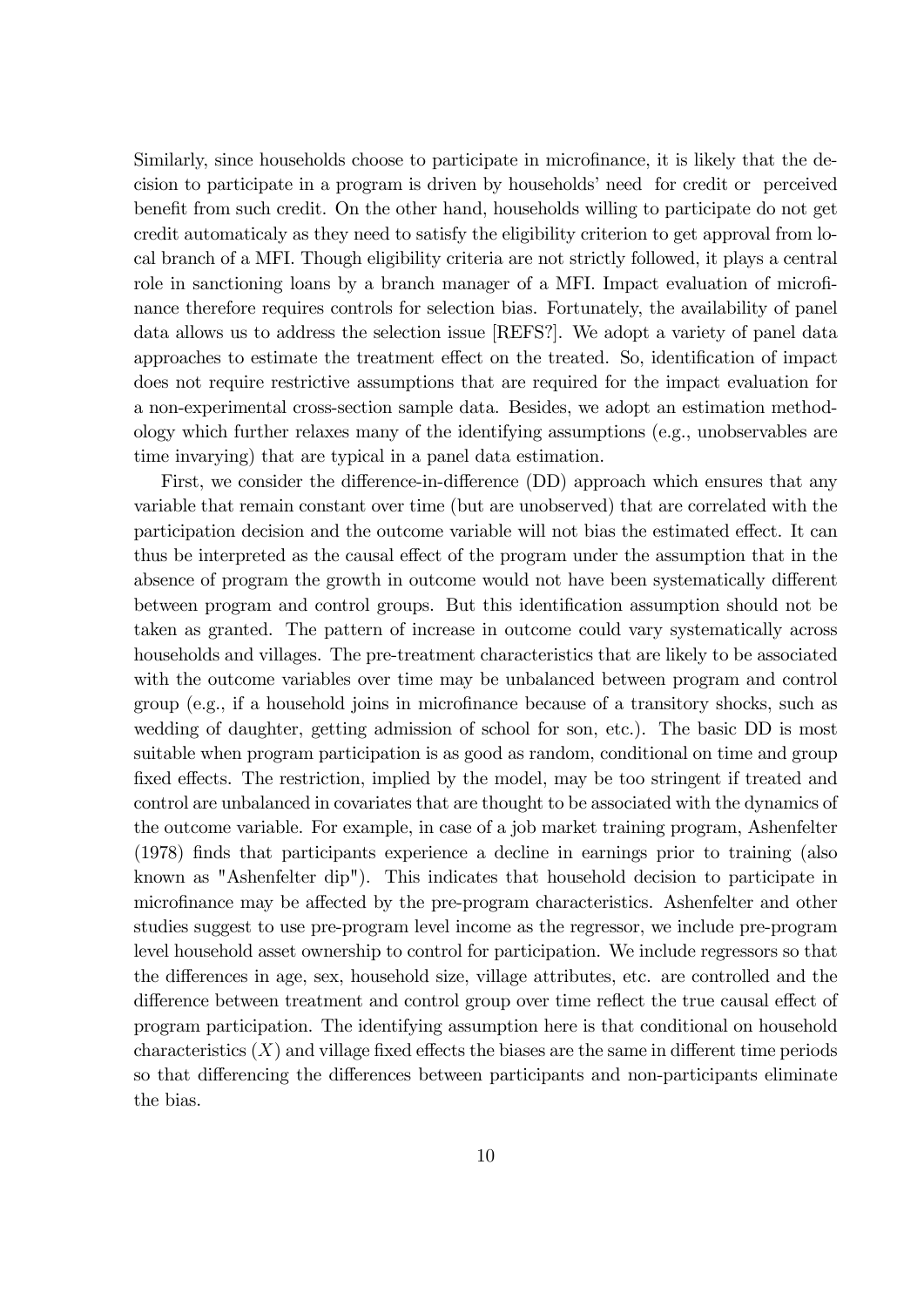Similarly, since households choose to participate in microfinance, it is likely that the decision to participate in a program is driven by households' need for credit or perceived benefit from such credit. On the other hand, households willing to participate do not get credit automaticaly as they need to satisfy the eligibility criterion to get approval from local branch of a MFI. Though eligibility criteria are not strictly followed, it plays a central role in sanctioning loans by a branch manager of a MFI. Impact evaluation of microfinance therefore requires controls for selection bias. Fortunately, the availability of panel data allows us to address the selection issue [REFS?]. We adopt a variety of panel data approaches to estimate the treatment effect on the treated. So, identification of impact does not require restrictive assumptions that are required for the impact evaluation for a non-experimental cross-section sample data. Besides, we adopt an estimation methodology which further relaxes many of the identifying assumptions (e.g., unobservables are time invarying) that are typical in a panel data estimation.

First, we consider the difference-in-difference (DD) approach which ensures that any variable that remain constant over time (but are unobserved) that are correlated with the participation decision and the outcome variable will not bias the estimated effect. It can thus be interpreted as the causal effect of the program under the assumption that in the absence of program the growth in outcome would not have been systematically different between program and control groups. But this identification assumption should not be taken as granted. The pattern of increase in outcome could vary systematically across households and villages. The pre-treatment characteristics that are likely to be associated with the outcome variables over time may be unbalanced between program and control group (e.g., if a household joins in microfinance because of a transitory shocks, such as wedding of daughter, getting admission of school for son, etc.). The basic DD is most suitable when program participation is as good as random, conditional on time and group fixed effects. The restriction, implied by the model, may be too stringent if treated and control are unbalanced in covariates that are thought to be associated with the dynamics of the outcome variable. For example, in case of a job market training program, Ashenfelter (1978) finds that participants experience a decline in earnings prior to training (also known as "Ashenfelter dip"). This indicates that household decision to participate in microfinance may be affected by the pre-program characteristics. Ashenfelter and other studies suggest to use pre-program level income as the regressor, we include pre-program level household asset ownership to control for participation. We include regressors so that the differences in age, sex, household size, village attributes, etc. are controlled and the difference between treatment and control group over time reflect the true causal effect of program participation. The identifying assumption here is that conditional on household characteristics ($X$) and village fixed effects the biases are the same in different time periods so that differencing the differences between participants and non-participants eliminate the bias.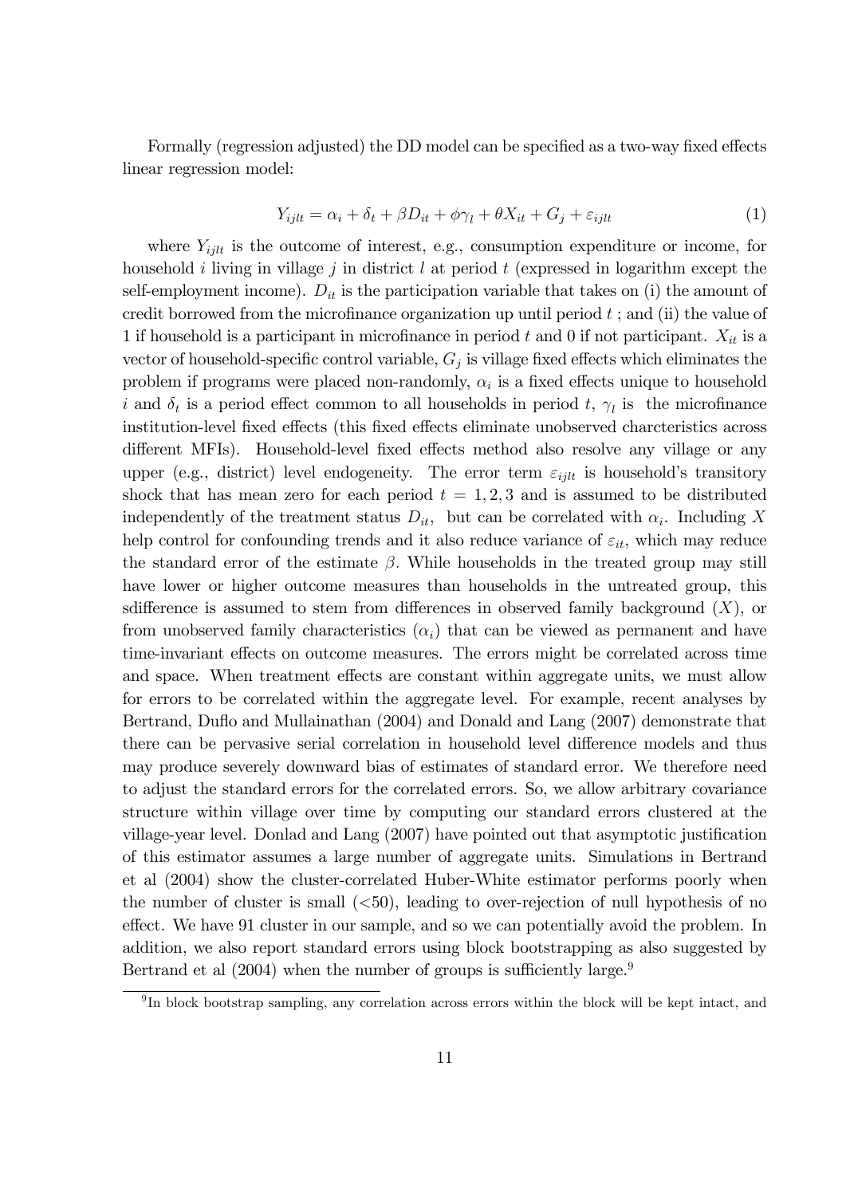Formally (regression adjusted) the DD model can be specified as a two-way fixed effects linear regression model:

$$Y_{ijlt} = \alpha_i + \delta_t + \beta D_{it} + \phi \gamma_l + \theta X_{it} + G_j + \varepsilon_{ijlt} \tag{1}$$

where $Y_{ijlt}$ is the outcome of interest, e.g., consumption expenditure or income, for household $i$ living in village $j$ in district $l$ at period $t$ (expressed in logarithm except the self-employment income). $D_{it}$ is the participation variable that takes on (i) the amount of credit borrowed from the microfinance organization up until period $t$ ; and (ii) the value of 1 if household is a participant in microfinance in period $t$ and 0 if not participant. $X_{it}$ is a vector of household-specific control variable, $G_j$ is village fixed effects which eliminates the problem if programs were placed non-randomly, $\alpha_i$ is a fixed effects unique to household $i$ and $\delta_t$ is a period effect common to all households in period $t$, $\gamma_l$ is the microfinance institution-level fixed effects (this fixed effects eliminate unobserved charcteristics across different MFIs). Household-level fixed effects method also resolve any village or any upper (e.g., district) level endogeneity. The error term $\varepsilon_{ijlt}$ is household's transitory shock that has mean zero for each period $t = 1, 2, 3$ and is assumed to be distributed independently of the treatment status $D_{it}$, but can be correlated with $\alpha_i$. Including $X$ help control for confounding trends and it also reduce variance of $\varepsilon_{it}$, which may reduce the standard error of the estimate $\beta$. While households in the treated group may still have lower or higher outcome measures than households in the untreated group, this sdifference is assumed to stem from differences in observed family background ($X$), or from unobserved family characteristics ($\alpha_i$) that can be viewed as permanent and have time-invariant effects on outcome measures. The errors might be correlated across time and space. When treatment effects are constant within aggregate units, we must allow for errors to be correlated within the aggregate level. For example, recent analyses by Bertrand, Duflo and Mullainathan (2004) and Donald and Lang (2007) demonstrate that there can be pervasive serial correlation in household level difference models and thus may produce severely downward bias of estimates of standard error. We therefore need to adjust the standard errors for the correlated errors. So, we allow arbitrary covariance structure within village over time by computing our standard errors clustered at the village-year level. Donlad and Lang (2007) have pointed out that asymptotic justification of this estimator assumes a large number of aggregate units. Simulations in Bertrand et al (2004) show the cluster-correlated Huber-White estimator performs poorly when the number of cluster is small (<50), leading to over-rejection of null hypothesis of no effect. We have 91 cluster in our sample, and so we can potentially avoid the problem. In addition, we also report standard errors using block bootstrapping as also suggested by Bertrand et al (2004) when the number of groups is sufficiently large.[9]

[9]In block bootstrap sampling, any correlation across errors within the block will be kept intact, and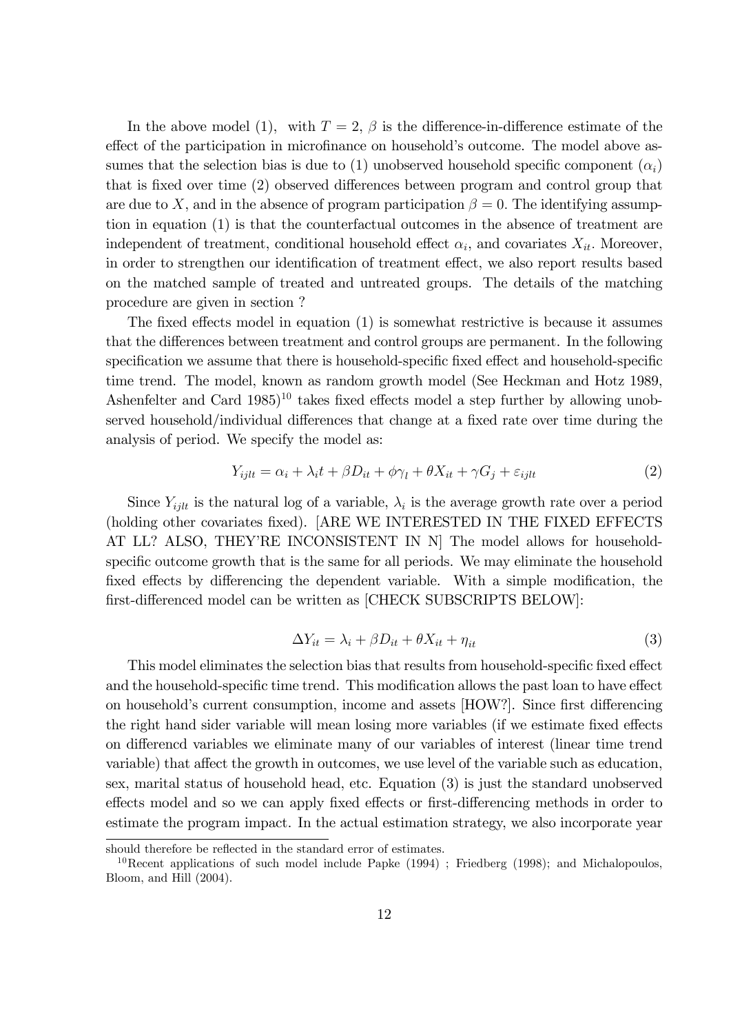In the above model (1), with $T = 2$, $\beta$ is the difference-in-difference estimate of the effect of the participation in microfinance on household's outcome. The model above assumes that the selection bias is due to (1) unobserved household specific component ($\alpha_i$) that is fixed over time (2) observed differences between program and control group that are due to $X$, and in the absence of program participation $\beta = 0$. The identifying assumption in equation (1) is that the counterfactual outcomes in the absence of treatment are independent of treatment, conditional household effect $\alpha_i$, and covariates $X_{it}$. Moreover, in order to strengthen our identification of treatment effect, we also report results based on the matched sample of treated and untreated groups. The details of the matching procedure are given in section ?

The fixed effects model in equation (1) is somewhat restrictive is because it assumes that the differences between treatment and control groups are permanent. In the following specification we assume that there is household-specific fixed effect and household-specific time trend. The model, known as random growth model (See Heckman and Hotz 1989, Ashenfelter and Card 1985)[10] takes fixed effects model a step further by allowing unobserved household/individual differences that change at a fixed rate over time during the analysis of period. We specify the model as:

$$Y_{ijlt} = \alpha_i + \lambda_i t + \beta D_{it} + \phi \gamma_l + \theta X_{it} + \gamma G_j + \varepsilon_{ijlt} \tag{2}$$

Since $Y_{ijlt}$ is the natural log of a variable, $\lambda_i$ is the average growth rate over a period (holding other covariates fixed). [ARE WE INTERESTED IN THE FIXED EFFECTS AT LL? ALSO, THEY'RE INCONSISTENT IN N] The model allows for household-specific outcome growth that is the same for all periods. We may eliminate the household fixed effects by differencing the dependent variable. With a simple modification, the first-differenced model can be written as [CHECK SUBSCRIPTS BELOW]:

$$\Delta Y_{it} = \lambda_i + \beta D_{it} + \theta X_{it} + \eta_{it} \tag{3}$$

This model eliminates the selection bias that results from household-specific fixed effect and the household-specific time trend. This modification allows the past loan to have effect on household's current consumption, income and assets [HOW?]. Since first differencing the right hand sider variable will mean losing more variables (if we estimate fixed effects on differencd variables we eliminate many of our variables of interest (linear time trend variable) that affect the growth in outcomes, we use level of the variable such as education, sex, marital status of household head, etc. Equation (3) is just the standard unobserved effects model and so we can apply fixed effects or first-differencing methods in order to estimate the program impact. In the actual estimation strategy, we also incorporate year

should therefore be reflected in the standard error of estimates.

[10] Recent applications of such model include Papke (1994) ; Friedberg (1998); and Michalopoulos, Bloom, and Hill (2004).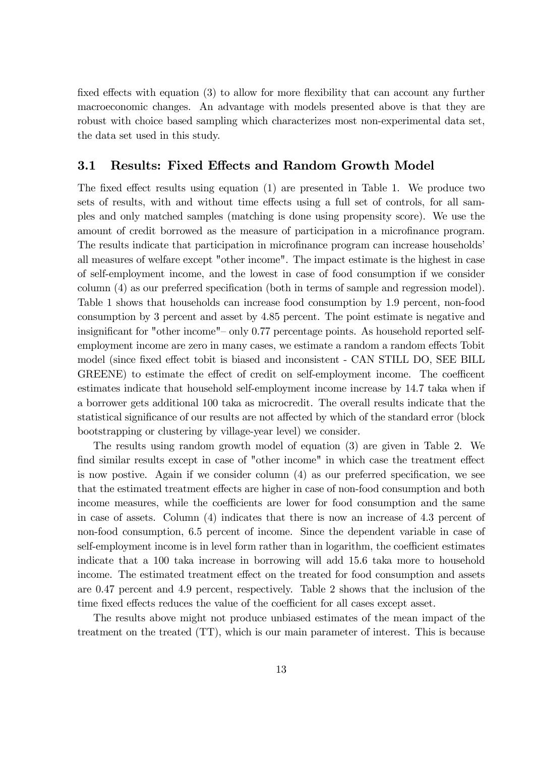fixed effects with equation (3) to allow for more flexibility that can account any further macroeconomic changes. An advantage with models presented above is that they are robust with choice based sampling which characterizes most non-experimental data set, the data set used in this study.

### 3.1 Results: Fixed Effects and Random Growth Model

The fixed effect results using equation (1) are presented in Table 1. We produce two sets of results, with and without time effects using a full set of controls, for all samples and only matched samples (matching is done using propensity score). We use the amount of credit borrowed as the measure of participation in a microfinance program. The results indicate that participation in microfinance program can increase households' all measures of welfare except "other income". The impact estimate is the highest in case of self-employment income, and the lowest in case of food consumption if we consider column (4) as our preferred specification (both in terms of sample and regression model). Table 1 shows that households can increase food consumption by 1.9 percent, non-food consumption by 3 percent and asset by 4.85 percent. The point estimate is negative and insignificant for "other income"– only 0.77 percentage points. As household reported self-employment income are zero in many cases, we estimate a random a random effects Tobit model (since fixed effect tobit is biased and inconsistent - CAN STILL DO, SEE BILL GREENE) to estimate the effect of credit on self-employment income. The coefficent estimates indicate that household self-employment income increase by 14.7 taka when if a borrower gets additional 100 taka as microcredit. The overall results indicate that the statistical significance of our results are not affected by which of the standard error (block bootstrapping or clustering by village-year level) we consider.

The results using random growth model of equation (3) are given in Table 2. We find similar results except in case of "other income" in which case the treatment effect is now postive. Again if we consider column (4) as our preferred specification, we see that the estimated treatment effects are higher in case of non-food consumption and both income measures, while the coefficients are lower for food consumption and the same in case of assets. Column (4) indicates that there is now an increase of 4.3 percent of non-food consumption, 6.5 percent of income. Since the dependent variable in case of self-employment income is in level form rather than in logarithm, the coefficient estimates indicate that a 100 taka increase in borrowing will add 15.6 taka more to household income. The estimated treatment effect on the treated for food consumption and assets are 0.47 percent and 4.9 percent, respectively. Table 2 shows that the inclusion of the time fixed effects reduces the value of the coefficient for all cases except asset.

The results above might not produce unbiased estimates of the mean impact of the treatment on the treated (TT), which is our main parameter of interest. This is because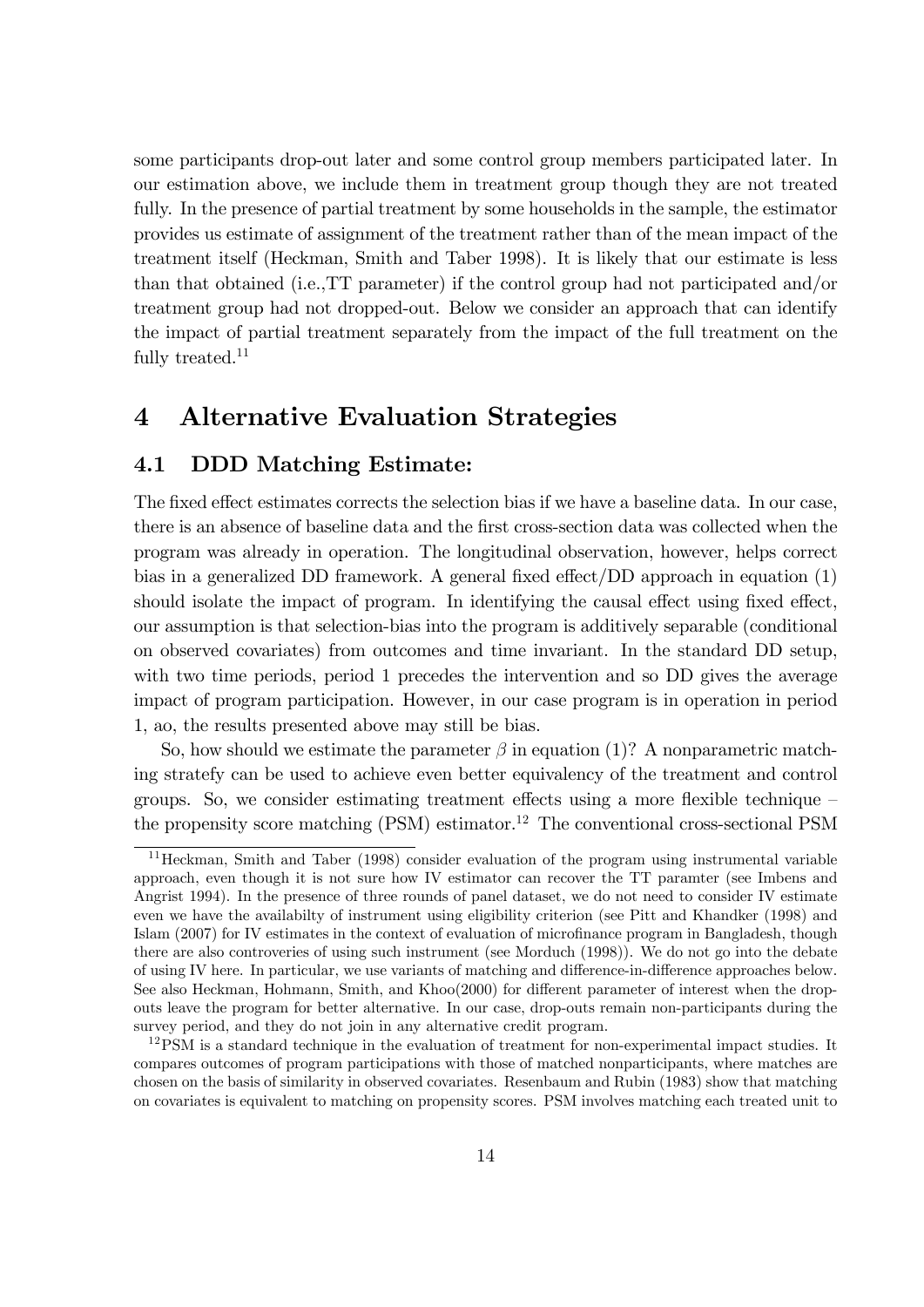some participants drop-out later and some control group members participated later. In our estimation above, we include them in treatment group though they are not treated fully. In the presence of partial treatment by some households in the sample, the estimator provides us estimate of assignment of the treatment rather than of the mean impact of the treatment itself (Heckman, Smith and Taber 1998). It is likely that our estimate is less than that obtained (i.e.,TT parameter) if the control group had not participated and/or treatment group had not dropped-out. Below we consider an approach that can identify the impact of partial treatment separately from the impact of the full treatment on the fully treated.[11]

# 4 Alternative Evaluation Strategies

## 4.1 DDD Matching Estimate:

The fixed effect estimates corrects the selection bias if we have a baseline data. In our case, there is an absence of baseline data and the first cross-section data was collected when the program was already in operation. The longitudinal observation, however, helps correct bias in a generalized DD framework. A general fixed effect/DD approach in equation (1) should isolate the impact of program. In identifying the causal effect using fixed effect, our assumption is that selection-bias into the program is additively separable (conditional on observed covariates) from outcomes and time invariant. In the standard DD setup, with two time periods, period 1 precedes the intervention and so DD gives the average impact of program participation. However, in our case program is in operation in period 1, ao, the results presented above may still be bias.

So, how should we estimate the parameter $\beta$ in equation (1)? A nonparametric matching stratefy can be used to achieve even better equivalency of the treatment and control groups. So, we consider estimating treatment effects using a more flexible technique – the propensity score matching (PSM) estimator.[12] The conventional cross-sectional PSM

[11] Heckman, Smith and Taber (1998) consider evaluation of the program using instrumental variable approach, even though it is not sure how IV estimator can recover the TT paramter (see Imbens and Angrist 1994). In the presence of three rounds of panel dataset, we do not need to consider IV estimate even we have the availabilty of instrument using eligibility criterion (see Pitt and Khandker (1998) and Islam (2007) for IV estimates in the context of evaluation of microfinance program in Bangladesh, though there are also controveries of using such instrument (see Morduch (1998)). We do not go into the debate of using IV here. In particular, we use variants of matching and difference-in-difference approaches below. See also Heckman, Hohmann, Smith, and Khoo(2000) for different parameter of interest when the drop-outs leave the program for better alternative. In our case, drop-outs remain non-participants during the survey period, and they do not join in any alternative credit program.

[12] PSM is a standard technique in the evaluation of treatment for non-experimental impact studies. It compares outcomes of program participations with those of matched nonparticipants, where matches are chosen on the basis of similarity in observed covariates. Resenbaum and Rubin (1983) show that matching on covariates is equivalent to matching on propensity scores. PSM involves matching each treated unit to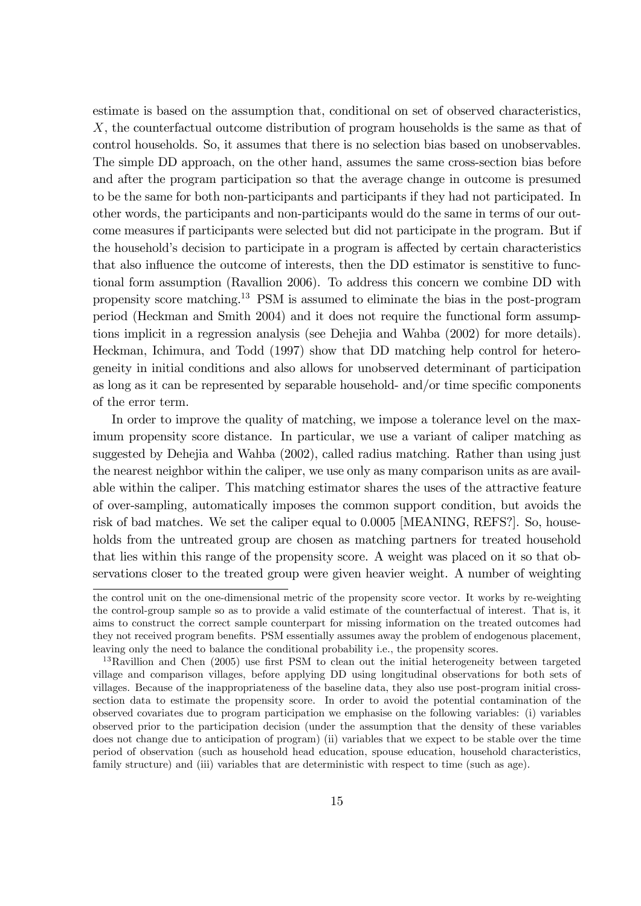estimate is based on the assumption that, conditional on set of observed characteristics, $X$, the counterfactual outcome distribution of program households is the same as that of control households. So, it assumes that there is no selection bias based on unobservables. The simple DD approach, on the other hand, assumes the same cross-section bias before and after the program participation so that the average change in outcome is presumed to be the same for both non-participants and participants if they had not participated. In other words, the participants and non-participants would do the same in terms of our outcome measures if participants were selected but did not participate in the program. But if the household's decision to participate in a program is affected by certain characteristics that also influence the outcome of interests, then the DD estimator is senstitive to functional form assumption (Ravallion 2006). To address this concern we combine DD with propensity score matching.[13] PSM is assumed to eliminate the bias in the post-program period (Heckman and Smith 2004) and it does not require the functional form assumptions implicit in a regression analysis (see Dehejia and Wahba (2002) for more details). Heckman, Ichimura, and Todd (1997) show that DD matching help control for heterogeneity in initial conditions and also allows for unobserved determinant of participation as long as it can be represented by separable household- and/or time specific components of the error term.

In order to improve the quality of matching, we impose a tolerance level on the maximum propensity score distance. In particular, we use a variant of caliper matching as suggested by Dehejia and Wahba (2002), called radius matching. Rather than using just the nearest neighbor within the caliper, we use only as many comparison units as are available within the caliper. This matching estimator shares the uses of the attractive feature of over-sampling, automatically imposes the common support condition, but avoids the risk of bad matches. We set the caliper equal to 0.0005 [MEANING, REFS?]. So, households from the untreated group are chosen as matching partners for treated household that lies within this range of the propensity score. A weight was placed on it so that observations closer to the treated group were given heavier weight. A number of weighting

the control unit on the one-dimensional metric of the propensity score vector. It works by re-weighting the control-group sample so as to provide a valid estimate of the counterfactual of interest. That is, it aims to construct the correct sample counterpart for missing information on the treated outcomes had they not received program benefits. PSM essentially assumes away the problem of endogenous placement, leaving only the need to balance the conditional probability i.e., the propensity scores.

[13] Ravillion and Chen (2005) use first PSM to clean out the initial heterogeneity between targeted village and comparison villages, before applying DD using longitudinal observations for both sets of villages. Because of the inappropriateness of the baseline data, they also use post-program initial cross-section data to estimate the propensity score. In order to avoid the potential contamination of the observed covariates due to program participation we emphasise on the following variables: (i) variables observed prior to the participation decision (under the assumption that the density of these variables does not change due to anticipation of program) (ii) variables that we expect to be stable over the time period of observation (such as household head education, spouse education, household characteristics, family structure) and (iii) variables that are deterministic with respect to time (such as age).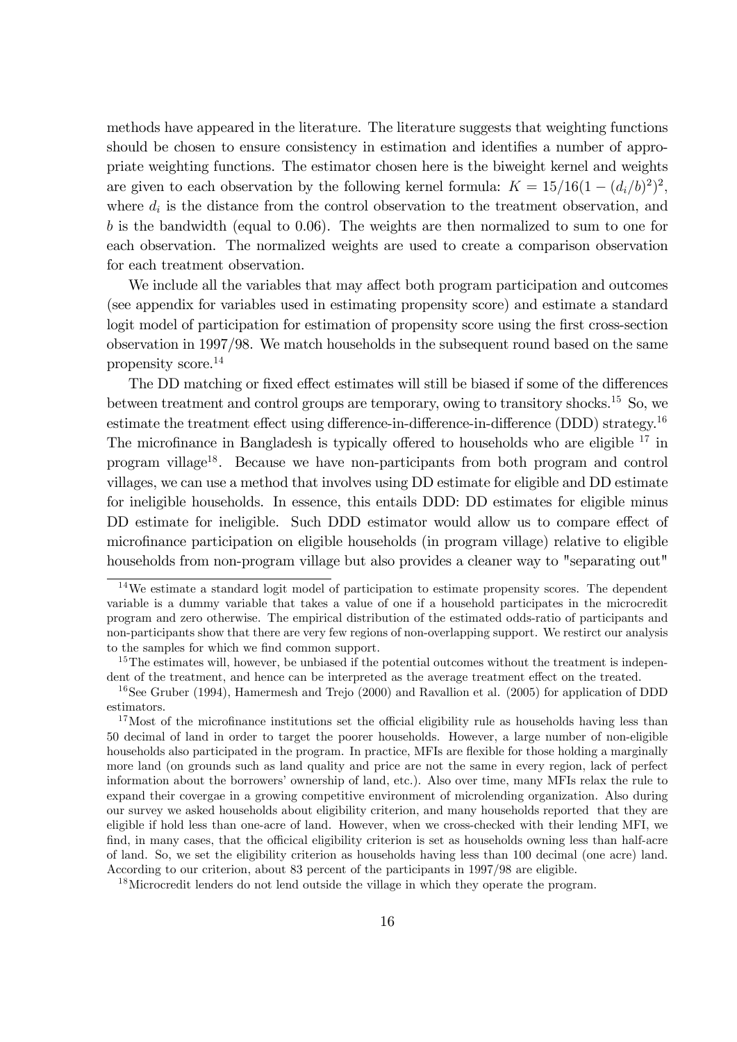methods have appeared in the literature. The literature suggests that weighting functions should be chosen to ensure consistency in estimation and identifies a number of appropriate weighting functions. The estimator chosen here is the biweight kernel and weights are given to each observation by the following kernel formula: $K = 15/16(1-(d_i/b)^2)^2$, where $d_i$ is the distance from the control observation to the treatment observation, and $b$ is the bandwidth (equal to 0.06). The weights are then normalized to sum to one for each observation. The normalized weights are used to create a comparison observation for each treatment observation.

We include all the variables that may affect both program participation and outcomes (see appendix for variables used in estimating propensity score) and estimate a standard logit model of participation for estimation of propensity score using the first cross-section observation in 1997/98. We match households in the subsequent round based on the same propensity score.[14]

The DD matching or fixed effect estimates will still be biased if some of the differences between treatment and control groups are temporary, owing to transitory shocks.[15] So, we estimate the treatment effect using difference-in-difference-in-difference (DDD) strategy.[16] The microfinance in Bangladesh is typically offered to households who are eligible [17] in program village[18]. Because we have non-participants from both program and control villages, we can use a method that involves using DD estimate for eligible and DD estimate for ineligible households. In essence, this entails DDD: DD estimates for eligible minus DD estimate for ineligible. Such DDD estimator would allow us to compare effect of microfinance participation on eligible households (in program village) relative to eligible households from non-program village but also provides a cleaner way to "separating out"

[14] We estimate a standard logit model of participation to estimate propensity scores. The dependent variable is a dummy variable that takes a value of one if a household participates in the microcredit program and zero otherwise. The empirical distribution of the estimated odds-ratio of participants and non-participants show that there are very few regions of non-overlapping support. We restirct our analysis to the samples for which we find common support.

[15] The estimates will, however, be unbiased if the potential outcomes without the treatment is independent of the treatment, and hence can be interpreted as the average treatment effect on the treated.

[16] See Gruber (1994), Hamermesh and Trejo (2000) and Ravallion et al. (2005) for application of DDD estimators.

[17] Most of the microfinance institutions set the official eligibility rule as households having less than 50 decimal of land in order to target the poorer households. However, a large number of non-eligible households also participated in the program. In practice, MFIs are flexible for those holding a marginally more land (on grounds such as land quality and price are not the same in every region, lack of perfect information about the borrowers' ownership of land, etc.). Also over time, many MFIs relax the rule to expand their covergae in a growing competitive environment of microlending organization. Also during our survey we asked households about eligibility criterion, and many households reported that they are eligible if hold less than one-acre of land. However, when we cross-checked with their lending MFI, we find, in many cases, that the offical eligibility criterion is set as households owning less than half-acre of land. So, we set the eligibility criterion as households having less than 100 decimal (one acre) land. According to our criterion, about 83 percent of the participants in 1997/98 are eligible.

[18] Microcredit lenders do not lend outside the village in which they operate the program.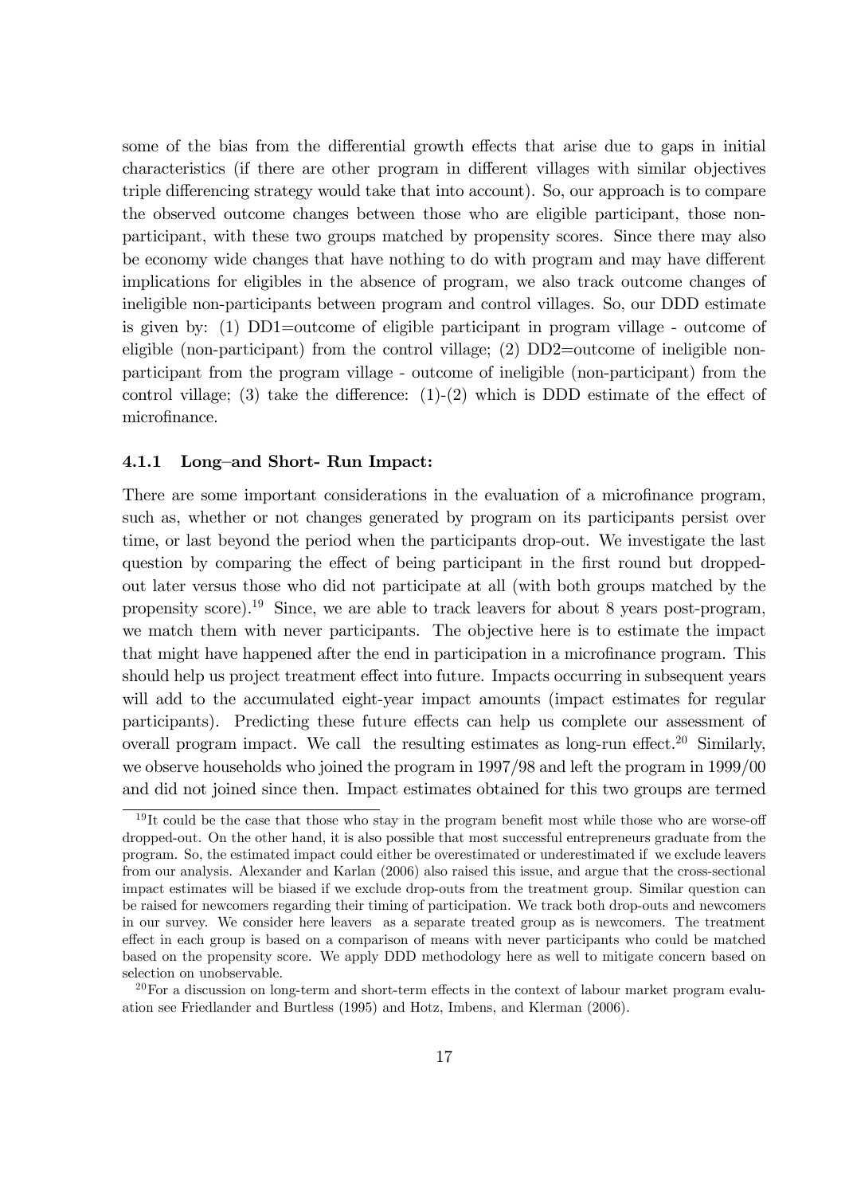some of the bias from the differential growth effects that arise due to gaps in initial characteristics (if there are other program in different villages with similar objectives triple differencing strategy would take that into account). So, our approach is to compare the observed outcome changes between those who are eligible participant, those non-participant, with these two groups matched by propensity scores. Since there may also be economy wide changes that have nothing to do with program and may have different implications for eligibles in the absence of program, we also track outcome changes of ineligible non-participants between program and control villages. So, our DDD estimate is given by: (1) DD1=outcome of eligible participant in program village - outcome of eligible (non-participant) from the control village; (2) DD2=outcome of ineligible non-participant from the program village - outcome of ineligible (non-participant) from the control village; (3) take the difference: (1)-(2) which is DDD estimate of the effect of microfinance.

#### 4.1.1 Long–and Short- Run Impact:

There are some important considerations in the evaluation of a microfinance program, such as, whether or not changes generated by program on its participants persist over time, or last beyond the period when the participants drop-out. We investigate the last question by comparing the effect of being participant in the first round but dropped-out later versus those who did not participate at all (with both groups matched by the propensity score).[19] Since, we are able to track leavers for about 8 years post-program, we match them with never participants. The objective here is to estimate the impact that might have happened after the end in participation in a microfinance program. This should help us project treatment effect into future. Impacts occurring in subsequent years will add to the accumulated eight-year impact amounts (impact estimates for regular participants). Predicting these future effects can help us complete our assessment of overall program impact. We call the resulting estimates as long-run effect.[20] Similarly, we observe households who joined the program in 1997/98 and left the program in 1999/00 and did not joined since then. Impact estimates obtained for this two groups are termed

[19] It could be the case that those who stay in the program benefit most while those who are worse-off dropped-out. On the other hand, it is also possible that most successful entrepreneurs graduate from the program. So, the estimated impact could either be overestimated or underestimated if we exclude leavers from our analysis. Alexander and Karlan (2006) also raised this issue, and argue that the cross-sectional impact estimates will be biased if we exclude drop-outs from the treatment group. Similar question can be raised for newcomers regarding their timing of participation. We track both drop-outs and newcomers in our survey. We consider here leavers as a separate treated group as is newcomers. The treatment effect in each group is based on a comparison of means with never participants who could be matched based on the propensity score. We apply DDD methodology here as well to mitigate concern based on selection on unobservable.

[20] For a discussion on long-term and short-term effects in the context of labour market program evaluation see Friedlander and Burtless (1995) and Hotz, Imbens, and Klerman (2006).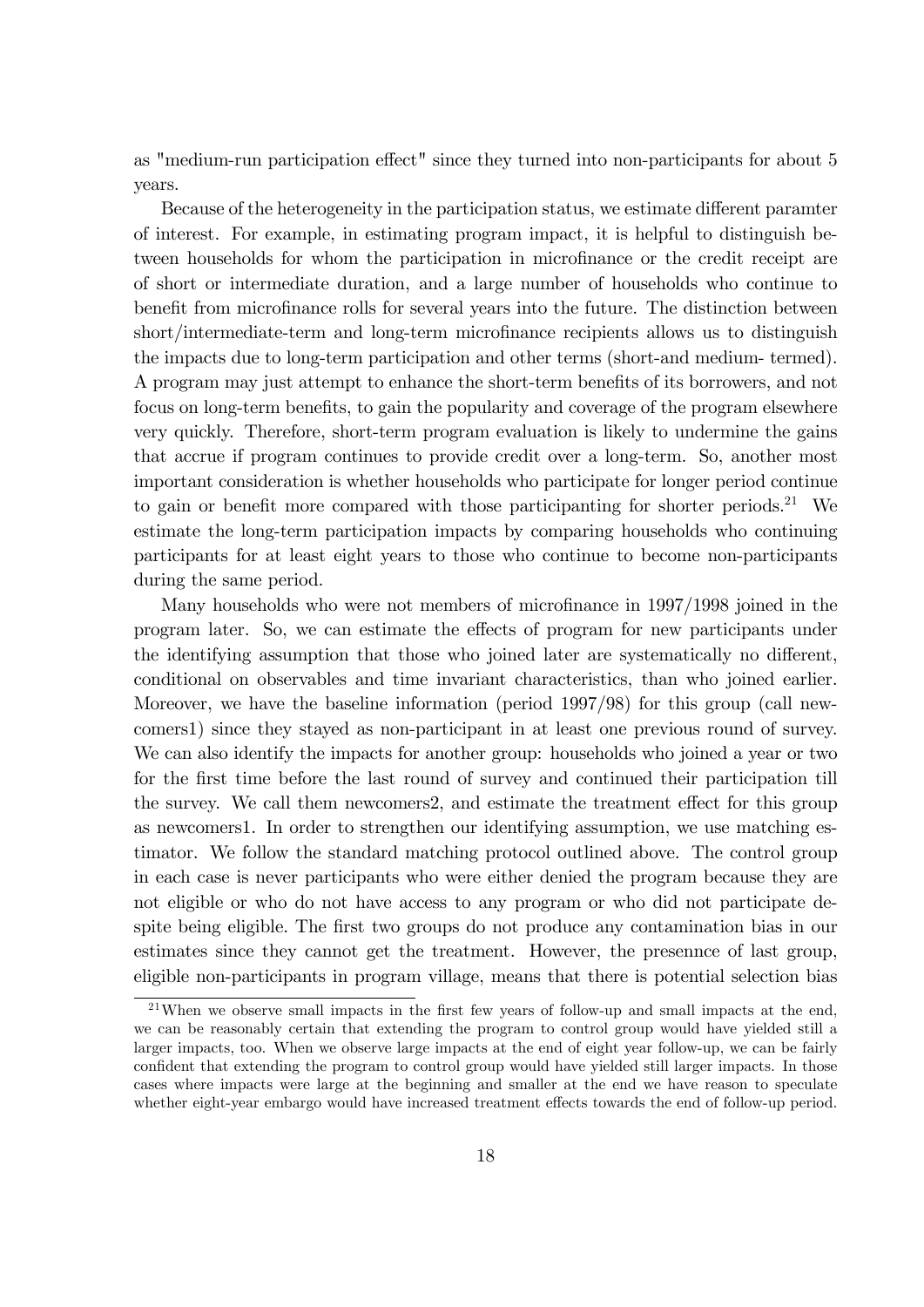as "medium-run participation effect" since they turned into non-participants for about 5 years.

Because of the heterogeneity in the participation status, we estimate different paramter of interest. For example, in estimating program impact, it is helpful to distinguish between households for whom the participation in microfinance or the credit receipt are of short or intermediate duration, and a large number of households who continue to benefit from microfinance rolls for several years into the future. The distinction between short/intermediate-term and long-term microfinance recipients allows us to distinguish the impacts due to long-term participation and other terms (short-and medium- termed). A program may just attempt to enhance the short-term benefits of its borrowers, and not focus on long-term benefits, to gain the popularity and coverage of the program elsewhere very quickly. Therefore, short-term program evaluation is likely to undermine the gains that accrue if program continues to provide credit over a long-term. So, another most important consideration is whether households who participate for longer period continue to gain or benefit more compared with those participanting for shorter periods.[21] We estimate the long-term participation impacts by comparing households who continuing participants for at least eight years to those who continue to become non-participants during the same period.

Many households who were not members of microfinance in 1997/1998 joined in the program later. So, we can estimate the effects of program for new participants under the identifying assumption that those who joined later are systematically no different, conditional on observables and time invariant characteristics, than who joined earlier. Moreover, we have the baseline information (period 1997/98) for this group (call newcomers1) since they stayed as non-participant in at least one previous round of survey. We can also identify the impacts for another group: households who joined a year or two for the first time before the last round of survey and continued their participation till the survey. We call them newcomers2, and estimate the treatment effect for this group as newcomers1. In order to strengthen our identifying assumption, we use matching estimator. We follow the standard matching protocol outlined above. The control group in each case is never participants who were either denied the program because they are not eligible or who do not have access to any program or who did not participate despite being eligible. The first two groups do not produce any contamination bias in our estimates since they cannot get the treatment. However, the presennce of last group, eligible non-participants in program village, means that there is potential selection bias

[21]When we observe small impacts in the first few years of follow-up and small impacts at the end, we can be reasonably certain that extending the program to control group would have yielded still a larger impacts, too. When we observe large impacts at the end of eight year follow-up, we can be fairly confident that extending the program to control group would have yielded still larger impacts. In those cases where impacts were large at the beginning and smaller at the end we have reason to speculate whether eight-year embargo would have increased treatment effects towards the end of follow-up period.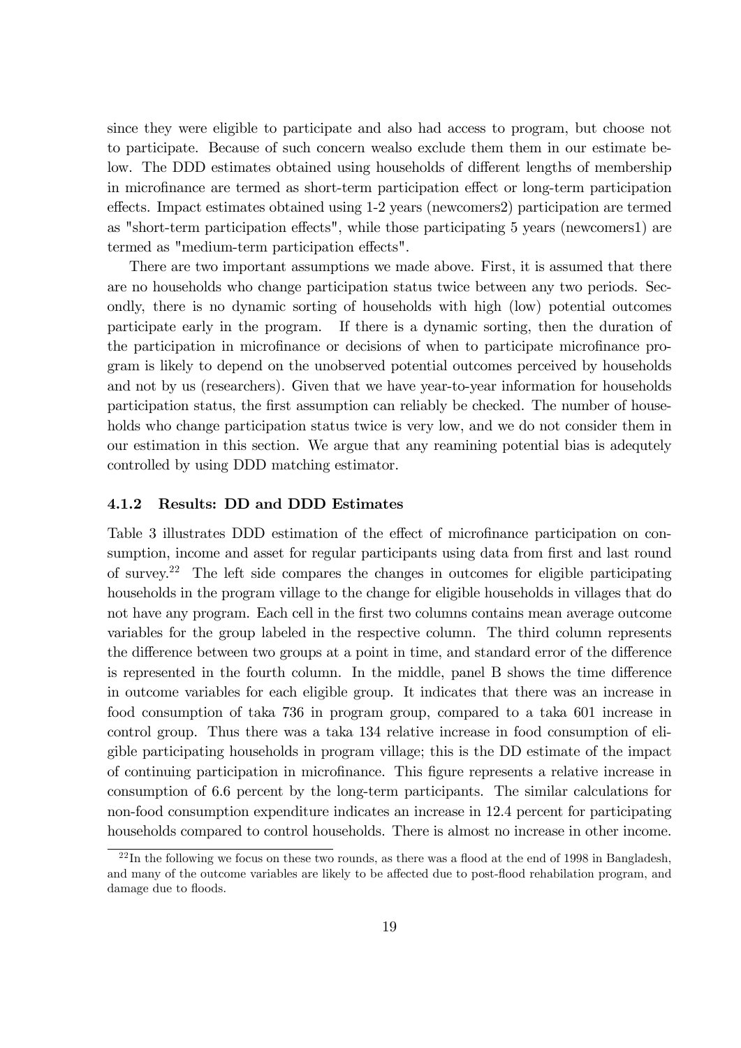since they were eligible to participate and also had access to program, but choose not to participate. Because of such concern wealso exclude them them in our estimate below. The DDD estimates obtained using households of different lengths of membership in microfinance are termed as short-term participation effect or long-term participation effects. Impact estimates obtained using 1-2 years (newcomers2) participation are termed as "short-term participation effects", while those participating 5 years (newcomers1) are termed as "medium-term participation effects".

There are two important assumptions we made above. First, it is assumed that there are no households who change participation status twice between any two periods. Secondly, there is no dynamic sorting of households with high (low) potential outcomes participate early in the program. If there is a dynamic sorting, then the duration of the participation in microfinance or decisions of when to participate microfinance program is likely to depend on the unobserved potential outcomes perceived by households and not by us (researchers). Given that we have year-to-year information for households participation status, the first assumption can reliably be checked. The number of households who change participation status twice is very low, and we do not consider them in our estimation in this section. We argue that any reamining potential bias is adequtely controlled by using DDD matching estimator.

### 4.1.2 Results: DD and DDD Estimates

Table 3 illustrates DDD estimation of the effect of microfinance participation on consumption, income and asset for regular participants using data from first and last round of survey.[22] The left side compares the changes in outcomes for eligible participating households in the program village to the change for eligible households in villages that do not have any program. Each cell in the first two columns contains mean average outcome variables for the group labeled in the respective column. The third column represents the difference between two groups at a point in time, and standard error of the difference is represented in the fourth column. In the middle, panel B shows the time difference in outcome variables for each eligible group. It indicates that there was an increase in food consumption of taka 736 in program group, compared to a taka 601 increase in control group. Thus there was a taka 134 relative increase in food consumption of eligible participating households in program village; this is the DD estimate of the impact of continuing participation in microfinance. This figure represents a relative increase in consumption of 6.6 percent by the long-term participants. The similar calculations for non-food consumption expenditure indicates an increase in 12.4 percent for participating households compared to control households. There is almost no increase in other income.

[22] In the following we focus on these two rounds, as there was a flood at the end of 1998 in Bangladesh, and many of the outcome variables are likely to be affected due to post-flood rehabilation program, and damage due to floods.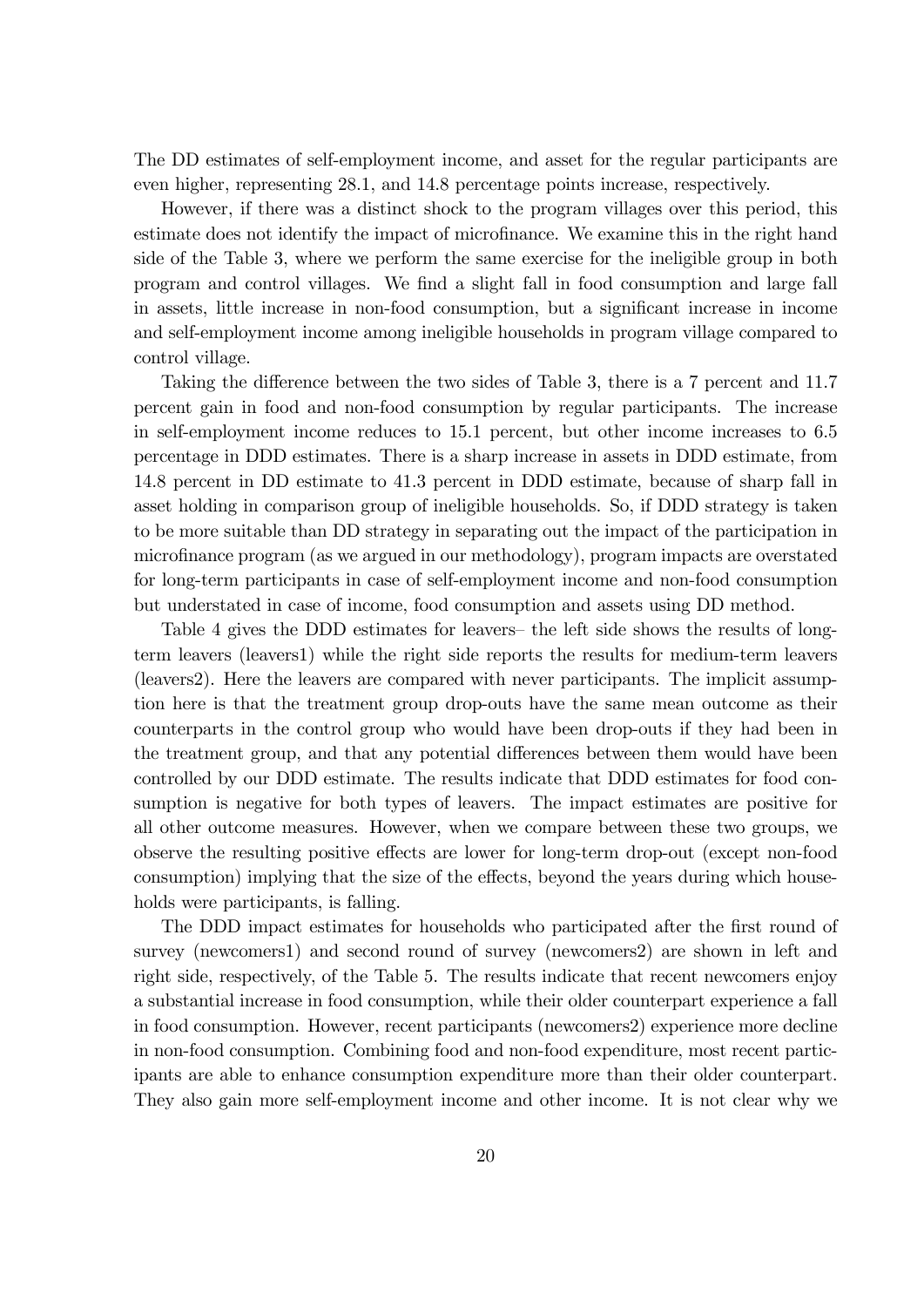The DD estimates of self-employment income, and asset for the regular participants are even higher, representing 28.1, and 14.8 percentage points increase, respectively.

However, if there was a distinct shock to the program villages over this period, this estimate does not identify the impact of microfinance. We examine this in the right hand side of the Table 3, where we perform the same exercise for the ineligible group in both program and control villages. We find a slight fall in food consumption and large fall in assets, little increase in non-food consumption, but a significant increase in income and self-employment income among ineligible households in program village compared to control village.

Taking the difference between the two sides of Table 3, there is a 7 percent and 11.7 percent gain in food and non-food consumption by regular participants. The increase in self-employment income reduces to 15.1 percent, but other income increases to 6.5 percentage in DDD estimates. There is a sharp increase in assets in DDD estimate, from 14.8 percent in DD estimate to 41.3 percent in DDD estimate, because of sharp fall in asset holding in comparison group of ineligible households. So, if DDD strategy is taken to be more suitable than DD strategy in separating out the impact of the participation in microfinance program (as we argued in our methodology), program impacts are overstated for long-term participants in case of self-employment income and non-food consumption but understated in case of income, food consumption and assets using DD method.

Table 4 gives the DDD estimates for leavers– the left side shows the results of long-term leavers (leavers1) while the right side reports the results for medium-term leavers (leavers2). Here the leavers are compared with never participants. The implicit assumption here is that the treatment group drop-outs have the same mean outcome as their counterparts in the control group who would have been drop-outs if they had been in the treatment group, and that any potential differences between them would have been controlled by our DDD estimate. The results indicate that DDD estimates for food consumption is negative for both types of leavers. The impact estimates are positive for all other outcome measures. However, when we compare between these two groups, we observe the resulting positive effects are lower for long-term drop-out (except non-food consumption) implying that the size of the effects, beyond the years during which households were participants, is falling.

The DDD impact estimates for households who participated after the first round of survey (newcomers1) and second round of survey (newcomers2) are shown in left and right side, respectively, of the Table 5. The results indicate that recent newcomers enjoy a substantial increase in food consumption, while their older counterpart experience a fall in food consumption. However, recent participants (newcomers2) experience more decline in non-food consumption. Combining food and non-food expenditure, most recent participants are able to enhance consumption expenditure more than their older counterpart. They also gain more self-employment income and other income. It is not clear why we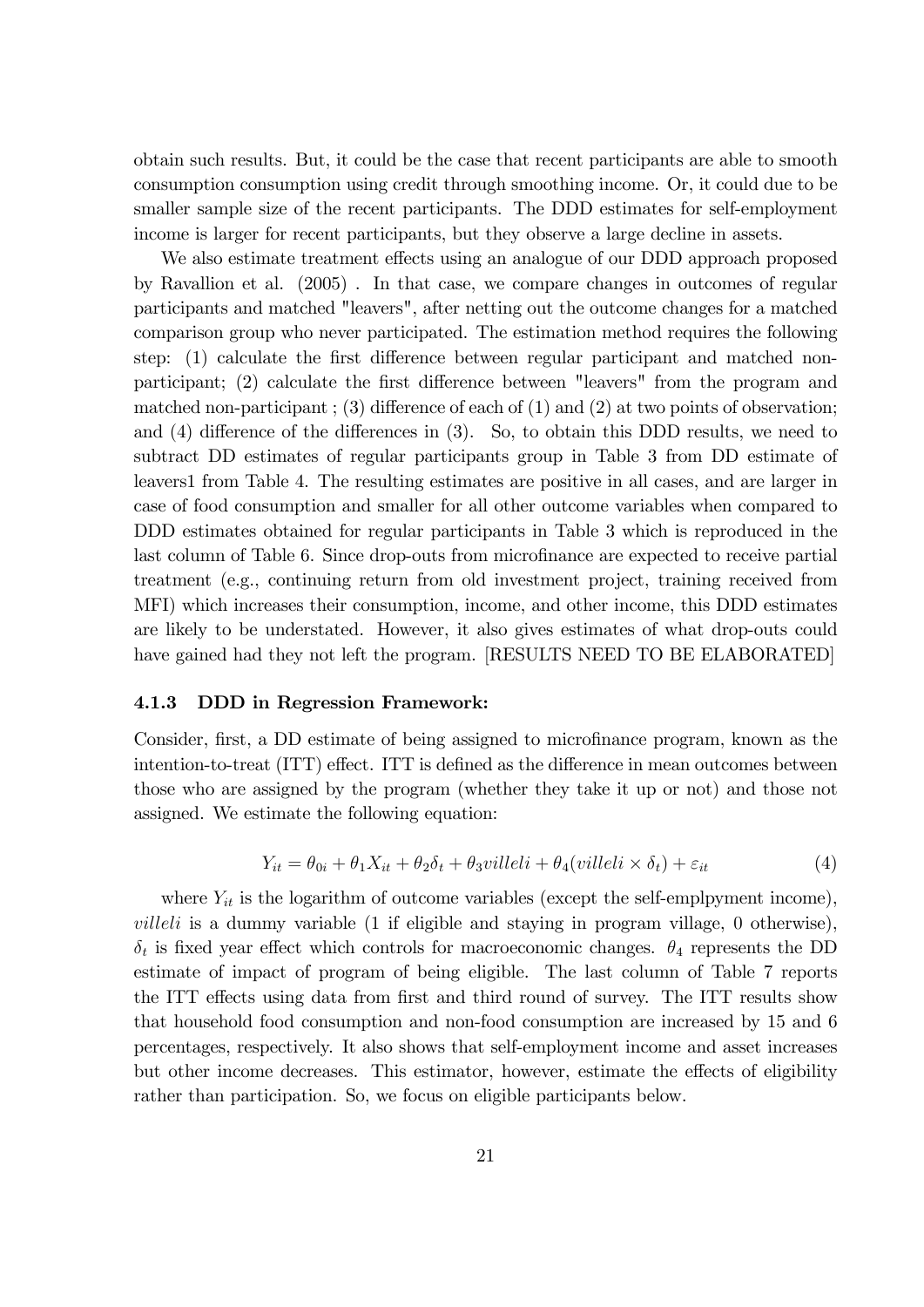obtain such results. But, it could be the case that recent participants are able to smooth consumption consumption using credit through smoothing income. Or, it could due to be smaller sample size of the recent participants. The DDD estimates for self-employment income is larger for recent participants, but they observe a large decline in assets.

We also estimate treatment effects using an analogue of our DDD approach proposed by Ravallion et al. (2005) . In that case, we compare changes in outcomes of regular participants and matched "leavers", after netting out the outcome changes for a matched comparison group who never participated. The estimation method requires the following step: (1) calculate the first difference between regular participant and matched non-participant; (2) calculate the first difference between "leavers" from the program and matched non-participant ; (3) difference of each of (1) and (2) at two points of observation; and (4) difference of the differences in (3). So, to obtain this DDD results, we need to subtract DD estimates of regular participants group in Table 3 from DD estimate of leavers1 from Table 4. The resulting estimates are positive in all cases, and are larger in case of food consumption and smaller for all other outcome variables when compared to DDD estimates obtained for regular participants in Table 3 which is reproduced in the last column of Table 6. Since drop-outs from microfinance are expected to receive partial treatment (e.g., continuing return from old investment project, training received from MFI) which increases their consumption, income, and other income, this DDD estimates are likely to be understated. However, it also gives estimates of what drop-outs could have gained had they not left the program. [RESULTS NEED TO BE ELABORATED]

### 4.1.3 DDD in Regression Framework:

Consider, first, a DD estimate of being assigned to microfinance program, known as the intention-to-treat (ITT) effect. ITT is defined as the difference in mean outcomes between those who are assigned by the program (whether they take it up or not) and those not assigned. We estimate the following equation:

$$Y_{it} = \theta_{0i} + \theta_1 X_{it} + \theta_2 \delta_t + \theta_3 villeli + \theta_4 (villeli \times \delta_t) + \varepsilon_{it} \tag{4}$$

where $Y_{it}$ is the logarithm of outcome variables (except the self-emplpyment income), $villeli$ is a dummy variable (1 if eligible and staying in program village, 0 otherwise), $\delta_t$ is fixed year effect which controls for macroeconomic changes. $\theta_4$ represents the DD estimate of impact of program of being eligible. The last column of Table 7 reports the ITT effects using data from first and third round of survey. The ITT results show that household food consumption and non-food consumption are increased by 15 and 6 percentages, respectively. It also shows that self-employment income and asset increases but other income decreases. This estimator, however, estimate the effects of eligibility rather than participation. So, we focus on eligible participants below.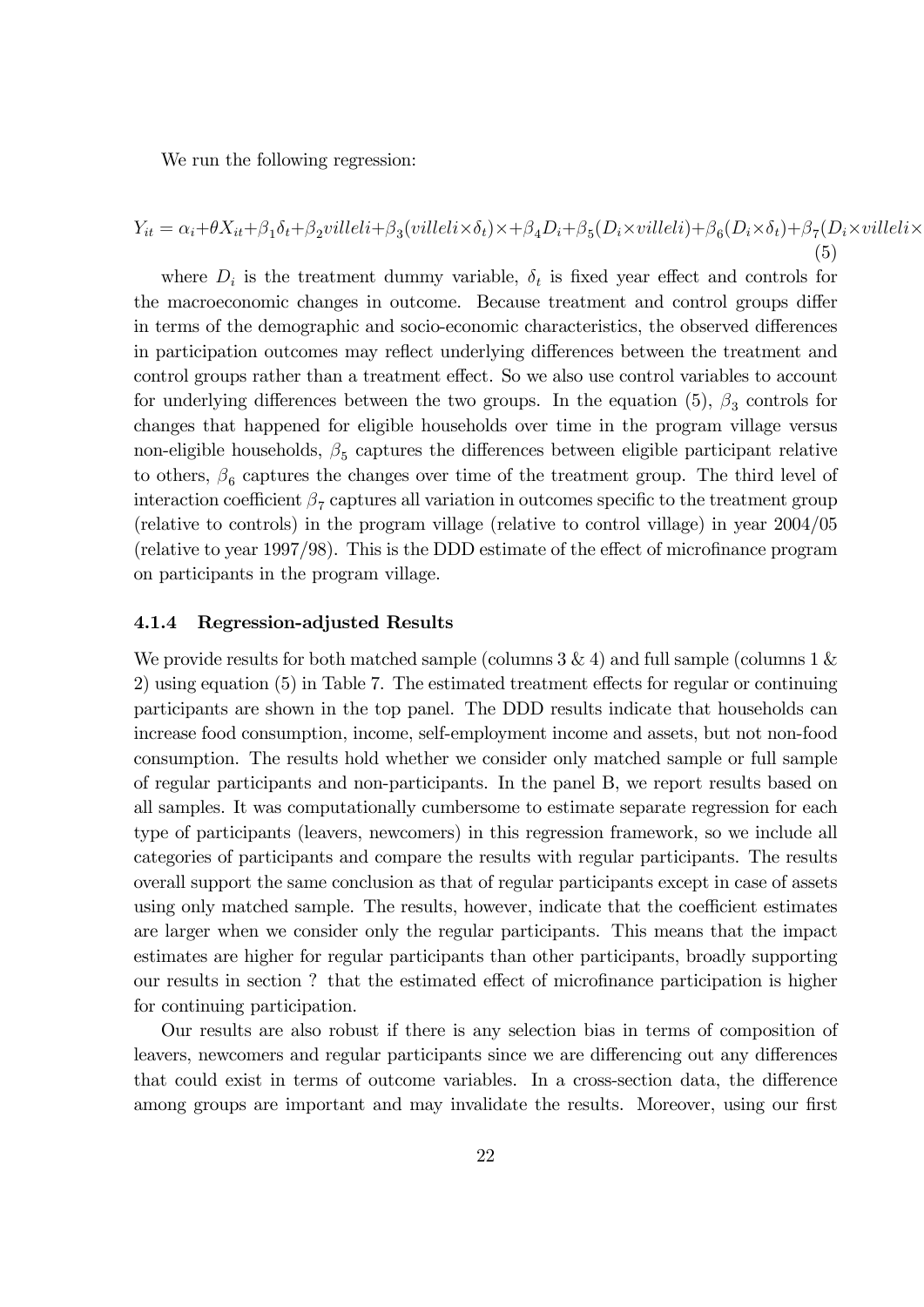We run the following regression:

$$Y_{it} = \alpha_i + \theta X_{it} + \beta_1 \delta_t + \beta_2 villeli + \beta_3 (villeli \times \delta_t) \times + \beta_4 D_i + \beta_5 (D_i \times villeli) + \beta_6 (D_i \times \delta_t) + \beta_7 (D_i \times villeli \times \tag{5}$$

where $D_i$ is the treatment dummy variable, $\delta_t$ is fixed year effect and controls for the macroeconomic changes in outcome. Because treatment and control groups differ in terms of the demographic and socio-economic characteristics, the observed differences in participation outcomes may reflect underlying differences between the treatment and control groups rather than a treatment effect. So we also use control variables to account for underlying differences between the two groups. In the equation (5), $\beta_3$ controls for changes that happened for eligible households over time in the program village versus non-eligible households, $\beta_5$ captures the differences between eligible participant relative to others, $\beta_6$ captures the changes over time of the treatment group. The third level of interaction coefficient $\beta_7$ captures all variation in outcomes specific to the treatment group (relative to controls) in the program village (relative to control village) in year 2004/05 (relative to year 1997/98). This is the DDD estimate of the effect of microfinance program on participants in the program village.

### 4.1.4 Regression-adjusted Results

We provide results for both matched sample (columns 3 & 4) and full sample (columns 1 & 2) using equation (5) in Table 7. The estimated treatment effects for regular or continuing participants are shown in the top panel. The DDD results indicate that households can increase food consumption, income, self-employment income and assets, but not non-food consumption. The results hold whether we consider only matched sample or full sample of regular participants and non-participants. In the panel B, we report results based on all samples. It was computationally cumbersome to estimate separate regression for each type of participants (leavers, newcomers) in this regression framework, so we include all categories of participants and compare the results with regular participants. The results overall support the same conclusion as that of regular participants except in case of assets using only matched sample. The results, however, indicate that the coefficient estimates are larger when we consider only the regular participants. This means that the impact estimates are higher for regular participants than other participants, broadly supporting our results in section ? that the estimated effect of microfinance participation is higher for continuing participation.

Our results are also robust if there is any selection bias in terms of composition of leavers, newcomers and regular participants since we are differencing out any differences that could exist in terms of outcome variables. In a cross-section data, the difference among groups are important and may invalidate the results. Moreover, using our first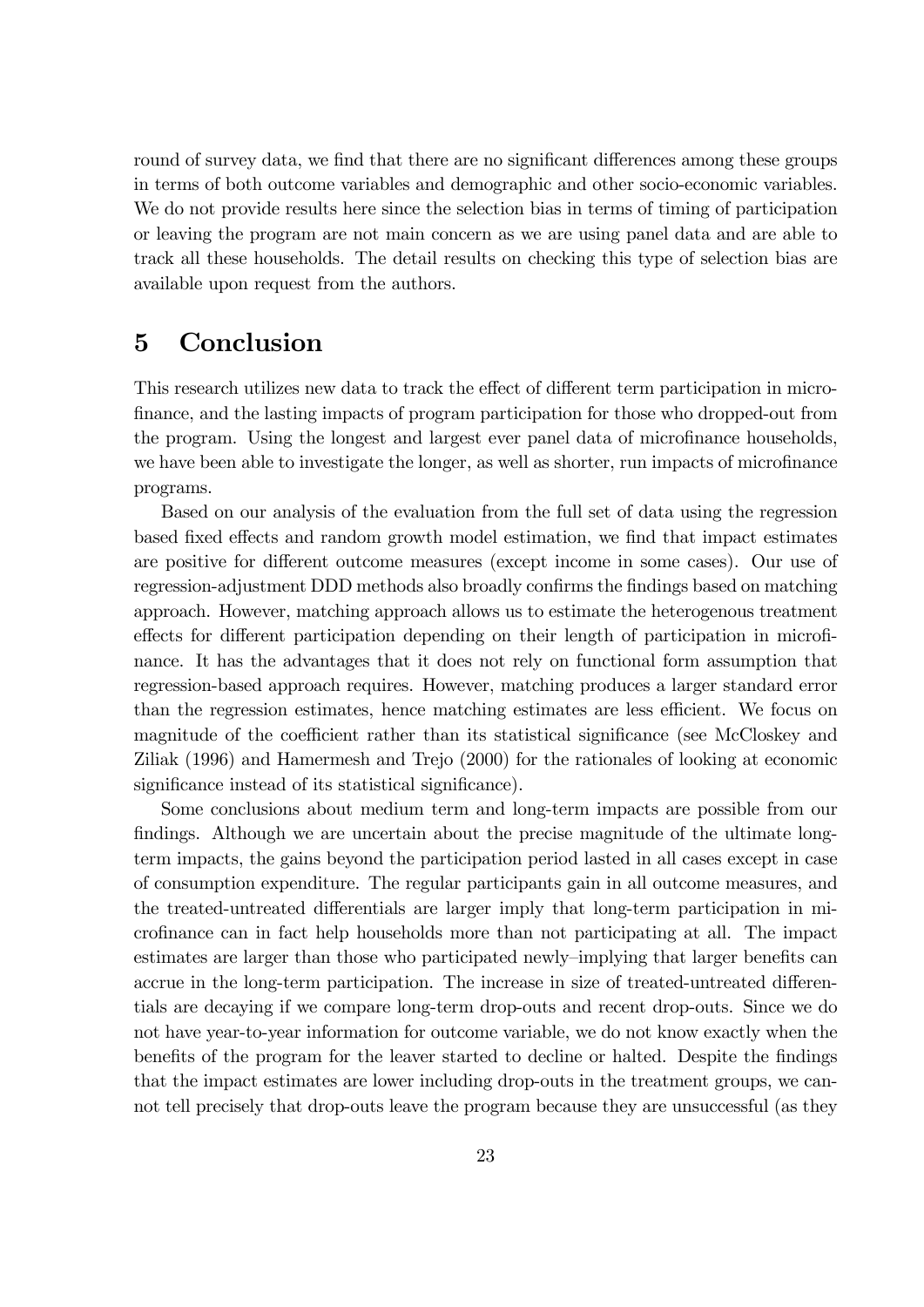round of survey data, we find that there are no significant differences among these groups in terms of both outcome variables and demographic and other socio-economic variables. We do not provide results here since the selection bias in terms of timing of participation or leaving the program are not main concern as we are using panel data and are able to track all these households. The detail results on checking this type of selection bias are available upon request from the authors.

# 5 Conclusion

This research utilizes new data to track the effect of different term participation in microfinance, and the lasting impacts of program participation for those who dropped-out from the program. Using the longest and largest ever panel data of microfinance households, we have been able to investigate the longer, as well as shorter, run impacts of microfinance programs.

Based on our analysis of the evaluation from the full set of data using the regression based fixed effects and random growth model estimation, we find that impact estimates are positive for different outcome measures (except income in some cases). Our use of regression-adjustment DDD methods also broadly confirms the findings based on matching approach. However, matching approach allows us to estimate the heterogenous treatment effects for different participation depending on their length of participation in microfinance. It has the advantages that it does not rely on functional form assumption that regression-based approach requires. However, matching produces a larger standard error than the regression estimates, hence matching estimates are less efficient. We focus on magnitude of the coefficient rather than its statistical significance (see McCloskey and Ziliak (1996) and Hamermesh and Trejo (2000) for the rationales of looking at economic significance instead of its statistical significance).

Some conclusions about medium term and long-term impacts are possible from our findings. Although we are uncertain about the precise magnitude of the ultimate long-term impacts, the gains beyond the participation period lasted in all cases except in case of consumption expenditure. The regular participants gain in all outcome measures, and the treated-untreated differentials are larger imply that long-term participation in microfinance can in fact help households more than not participating at all. The impact estimates are larger than those who participated newly–implying that larger benefits can accrue in the long-term participation. The increase in size of treated-untreated differentials are decaying if we compare long-term drop-outs and recent drop-outs. Since we do not have year-to-year information for outcome variable, we do not know exactly when the benefits of the program for the leaver started to decline or halted. Despite the findings that the impact estimates are lower including drop-outs in the treatment groups, we cannot tell precisely that drop-outs leave the program because they are unsuccessful (as they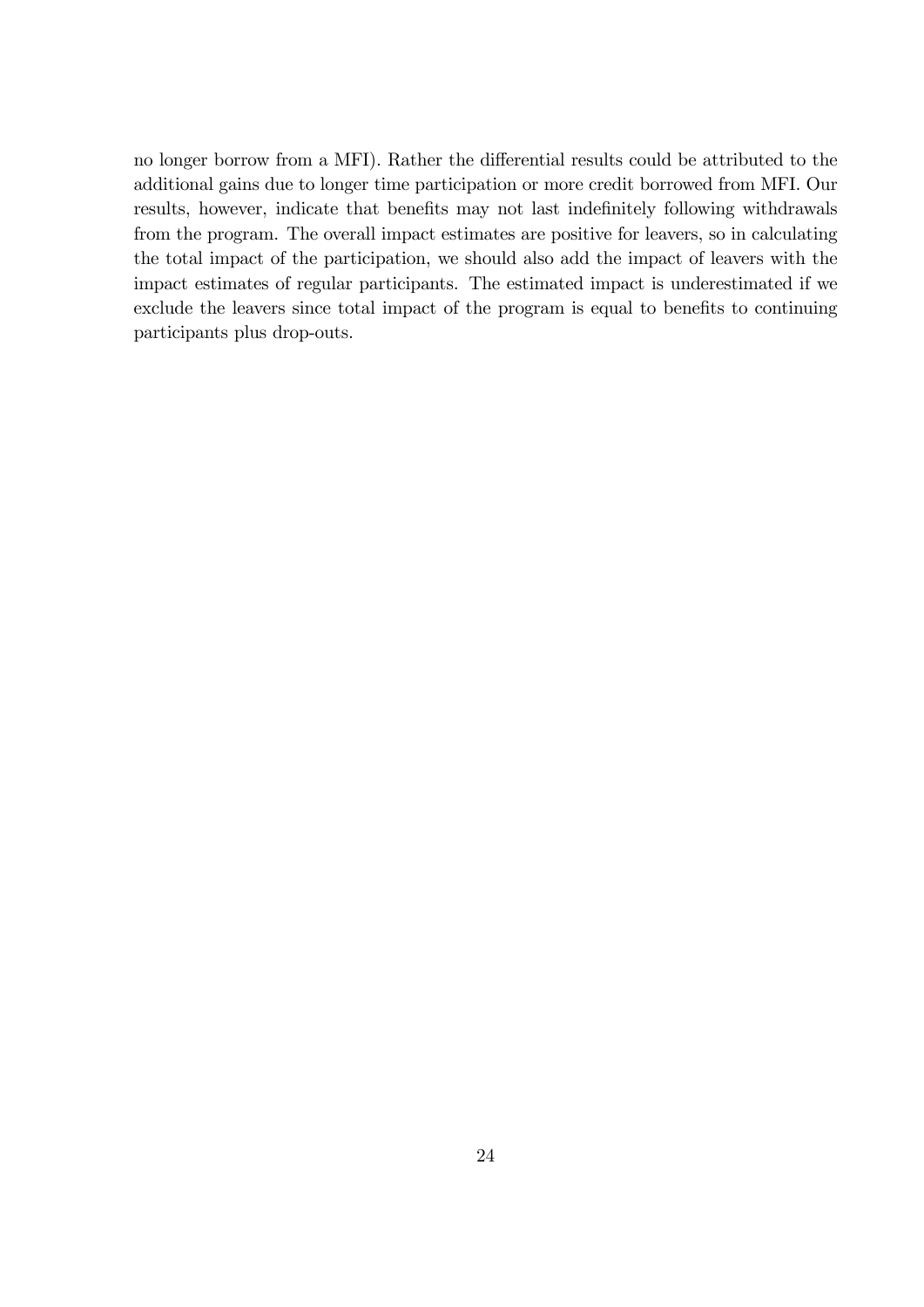no longer borrow from a MFI). Rather the differential results could be attributed to the additional gains due to longer time participation or more credit borrowed from MFI. Our results, however, indicate that benefits may not last indefinitely following withdrawals from the program. The overall impact estimates are positive for leavers, so in calculating the total impact of the participation, we should also add the impact of leavers with the impact estimates of regular participants. The estimated impact is underestimated if we exclude the leavers since total impact of the program is equal to benefits to continuing participants plus drop-outs.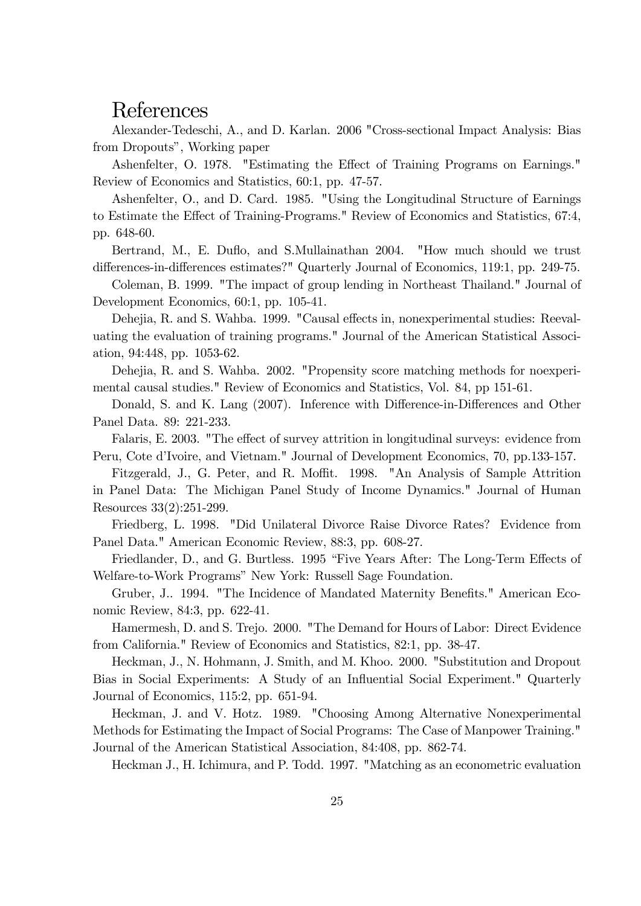# References

Alexander-Tedeschi, A., and D. Karlan. 2006 "Cross-sectional Impact Analysis: Bias from Dropouts", Working paper

Ashenfelter, O. 1978. "Estimating the Effect of Training Programs on Earnings." Review of Economics and Statistics, 60:1, pp. 47-57.

Ashenfelter, O., and D. Card. 1985. "Using the Longitudinal Structure of Earnings to Estimate the Effect of Training-Programs." Review of Economics and Statistics, 67:4, pp. 648-60.

Bertrand, M., E. Duflo, and S.Mullainathan 2004. "How much should we trust differences-in-differences estimates?" Quarterly Journal of Economics, 119:1, pp. 249-75.

Coleman, B. 1999. "The impact of group lending in Northeast Thailand." Journal of Development Economics, 60:1, pp. 105-41.

Dehejia, R. and S. Wahba. 1999. "Causal effects in, nonexperimental studies: Reevaluating the evaluation of training programs." Journal of the American Statistical Association, 94:448, pp. 1053-62.

Dehejia, R. and S. Wahba. 2002. "Propensity score matching methods for noexperimental causal studies." Review of Economics and Statistics, Vol. 84, pp 151-61.

Donald, S. and K. Lang (2007). Inference with Difference-in-Differences and Other Panel Data. 89: 221-233.

Falaris, E. 2003. "The effect of survey attrition in longitudinal surveys: evidence from Peru, Cote d'Ivoire, and Vietnam." Journal of Development Economics, 70, pp.133-157.

Fitzgerald, J., G. Peter, and R. Moffit. 1998. "An Analysis of Sample Attrition in Panel Data: The Michigan Panel Study of Income Dynamics." Journal of Human Resources 33(2):251-299.

Friedberg, L. 1998. "Did Unilateral Divorce Raise Divorce Rates? Evidence from Panel Data." American Economic Review, 88:3, pp. 608-27.

Friedlander, D., and G. Burtless. 1995 "Five Years After: The Long-Term Effects of Welfare-to-Work Programs" New York: Russell Sage Foundation.

Gruber, J.. 1994. "The Incidence of Mandated Maternity Benefits." American Economic Review, 84:3, pp. 622-41.

Hamermesh, D. and S. Trejo. 2000. "The Demand for Hours of Labor: Direct Evidence from California." Review of Economics and Statistics, 82:1, pp. 38-47.

Heckman, J., N. Hohmann, J. Smith, and M. Khoo. 2000. "Substitution and Dropout Bias in Social Experiments: A Study of an Influential Social Experiment." Quarterly Journal of Economics, 115:2, pp. 651-94.

Heckman, J. and V. Hotz. 1989. "Choosing Among Alternative Nonexperimental Methods for Estimating the Impact of Social Programs: The Case of Manpower Training." Journal of the American Statistical Association, 84:408, pp. 862-74.

Heckman J., H. Ichimura, and P. Todd. 1997. "Matching as an econometric evaluation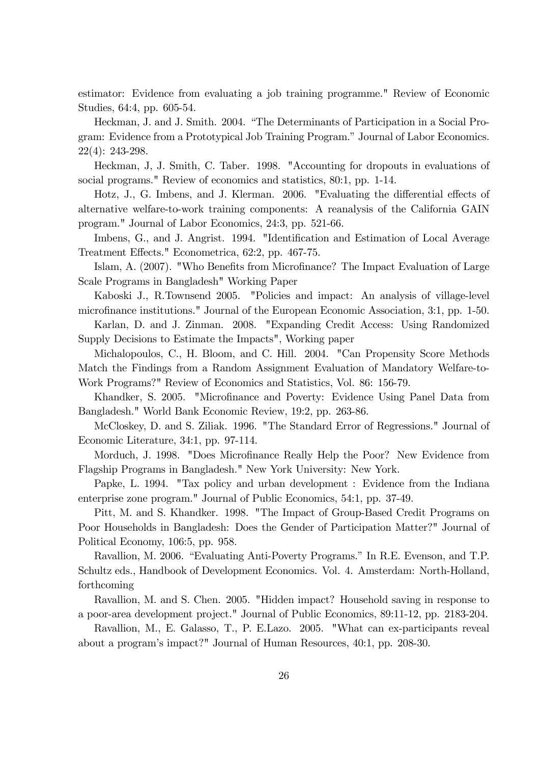estimator: Evidence from evaluating a job training programme." Review of Economic Studies, 64:4, pp. 605-54.

Heckman, J. and J. Smith. 2004. "The Determinants of Participation in a Social Program: Evidence from a Prototypical Job Training Program." Journal of Labor Economics. 22(4): 243-298.

Heckman, J, J. Smith, C. Taber. 1998. "Accounting for dropouts in evaluations of social programs." Review of economics and statistics, 80:1, pp. 1-14.

Hotz, J., G. Imbens, and J. Klerman. 2006. "Evaluating the differential effects of alternative welfare-to-work training components: A reanalysis of the California GAIN program." Journal of Labor Economics, 24:3, pp. 521-66.

Imbens, G., and J. Angrist. 1994. "Identification and Estimation of Local Average Treatment Effects." Econometrica, 62:2, pp. 467-75.

Islam, A. (2007). "Who Benefits from Microfinance? The Impact Evaluation of Large Scale Programs in Bangladesh" Working Paper

Kaboski J., R.Townsend 2005. "Policies and impact: An analysis of village-level microfinance institutions." Journal of the European Economic Association, 3:1, pp. 1-50.

Karlan, D. and J. Zinman. 2008. "Expanding Credit Access: Using Randomized Supply Decisions to Estimate the Impacts", Working paper

Michalopoulos, C., H. Bloom, and C. Hill. 2004. "Can Propensity Score Methods Match the Findings from a Random Assignment Evaluation of Mandatory Welfare-to-Work Programs?" Review of Economics and Statistics, Vol. 86: 156-79.

Khandker, S. 2005. "Microfinance and Poverty: Evidence Using Panel Data from Bangladesh." World Bank Economic Review, 19:2, pp. 263-86.

McCloskey, D. and S. Ziliak. 1996. "The Standard Error of Regressions." Journal of Economic Literature, 34:1, pp. 97-114.

Morduch, J. 1998. "Does Microfinance Really Help the Poor? New Evidence from Flagship Programs in Bangladesh." New York University: New York.

Papke, L. 1994. "Tax policy and urban development : Evidence from the Indiana enterprise zone program." Journal of Public Economics, 54:1, pp. 37-49.

Pitt, M. and S. Khandker. 1998. "The Impact of Group-Based Credit Programs on Poor Households in Bangladesh: Does the Gender of Participation Matter?" Journal of Political Economy, 106:5, pp. 958.

Ravallion, M. 2006. "Evaluating Anti-Poverty Programs." In R.E. Evenson, and T.P. Schultz eds., Handbook of Development Economics. Vol. 4. Amsterdam: North-Holland, forthcoming

Ravallion, M. and S. Chen. 2005. "Hidden impact? Household saving in response to a poor-area development project." Journal of Public Economics, 89:11-12, pp. 2183-204.

Ravallion, M., E. Galasso, T., P. E.Lazo. 2005. "What can ex-participants reveal about a program's impact?" Journal of Human Resources, 40:1, pp. 208-30.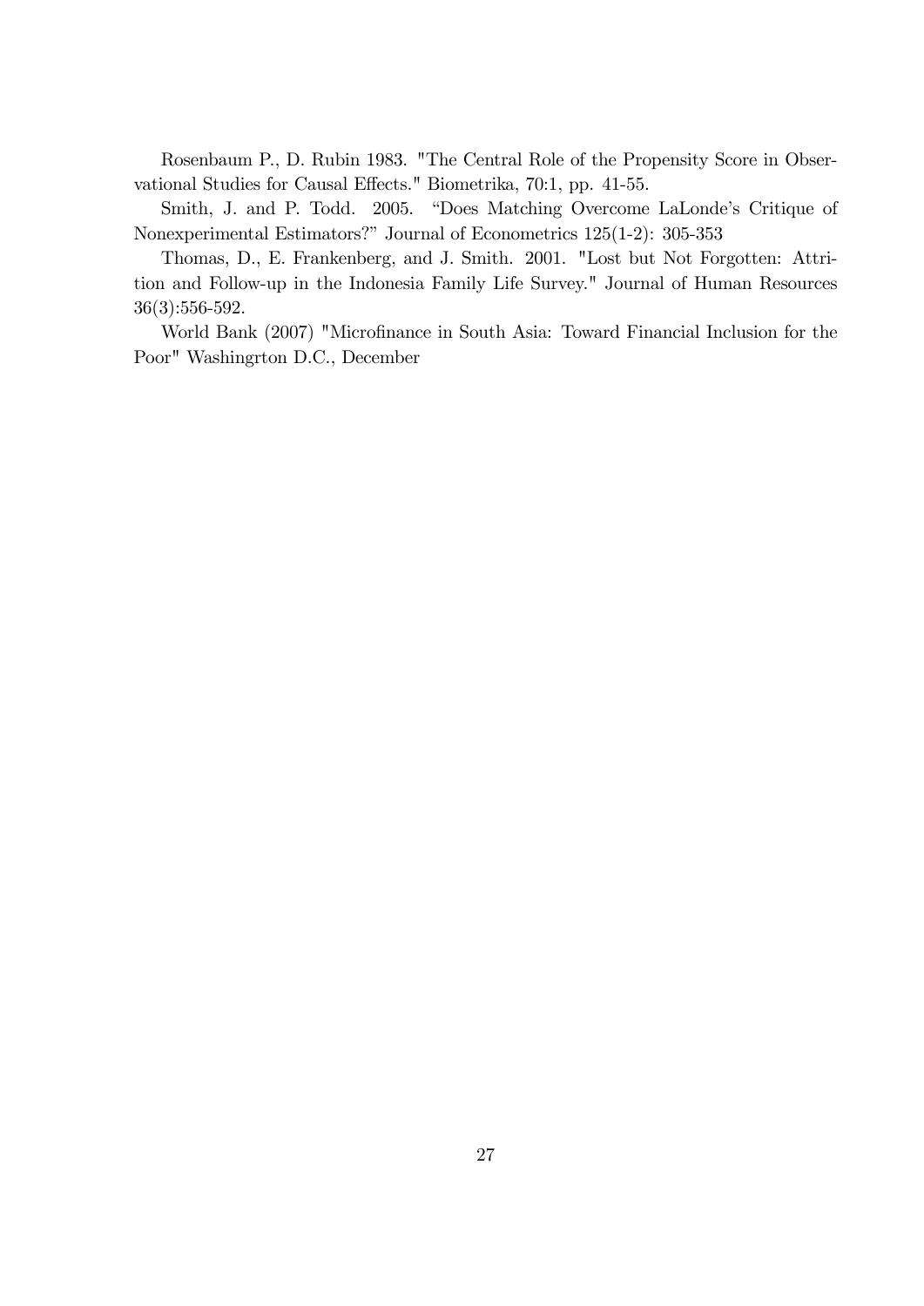Rosenbaum P., D. Rubin 1983. "The Central Role of the Propensity Score in Observational Studies for Causal Effects." Biometrika, 70:1, pp. 41-55.

Smith, J. and P. Todd. 2005. "Does Matching Overcome LaLonde's Critique of Nonexperimental Estimators?" Journal of Econometrics 125(1-2): 305-353

Thomas, D., E. Frankenberg, and J. Smith. 2001. "Lost but Not Forgotten: Attrition and Follow-up in the Indonesia Family Life Survey." Journal of Human Resources 36(3):556-592.

World Bank (2007) "Microfinance in South Asia: Toward Financial Inclusion for the Poor" Washingrton D.C., December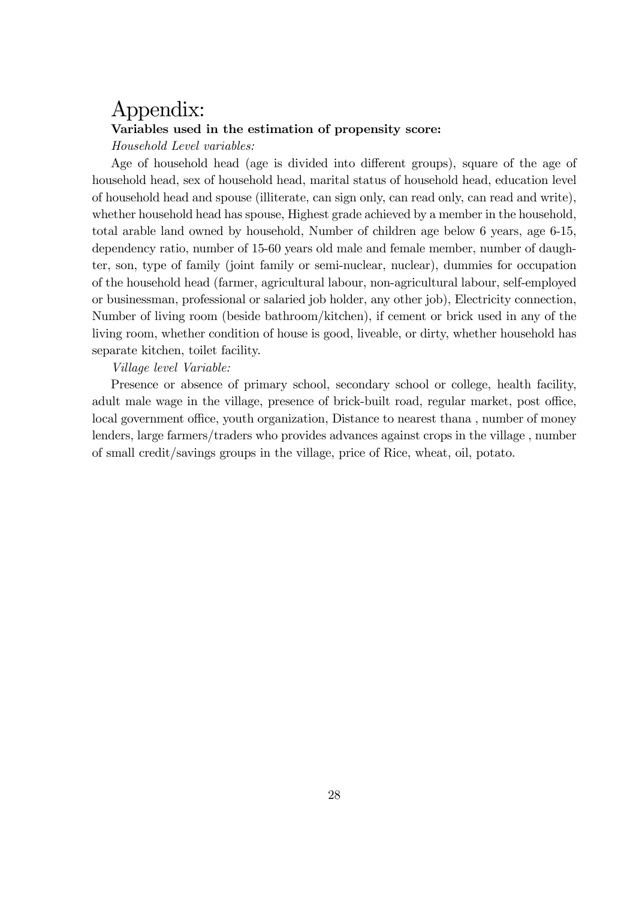# Appendix:

**Variables used in the estimation of propensity score:**

*Household Level variables:*

Age of household head (age is divided into different groups), square of the age of household head, sex of household head, marital status of household head, education level of household head and spouse (illiterate, can sign only, can read only, can read and write), whether household head has spouse, Highest grade achieved by a member in the household, total arable land owned by household, Number of children age below 6 years, age 6-15, dependency ratio, number of 15-60 years old male and female member, number of daughter, son, type of family (joint family or semi-nuclear, nuclear), dummies for occupation of the household head (farmer, agricultural labour, non-agricultural labour, self-employed or businessman, professional or salaried job holder, any other job), Electricity connection, Number of living room (beside bathroom/kitchen), if cement or brick used in any of the living room, whether condition of house is good, liveable, or dirty, whether household has separate kitchen, toilet facility.

*Village level Variable:*

Presence or absence of primary school, secondary school or college, health facility, adult male wage in the village, presence of brick-built road, regular market, post office, local government office, youth organization, Distance to nearest thana , number of money lenders, large farmers/traders who provides advances against crops in the village , number of small credit/savings groups in the village, price of Rice, wheat, oil, potato.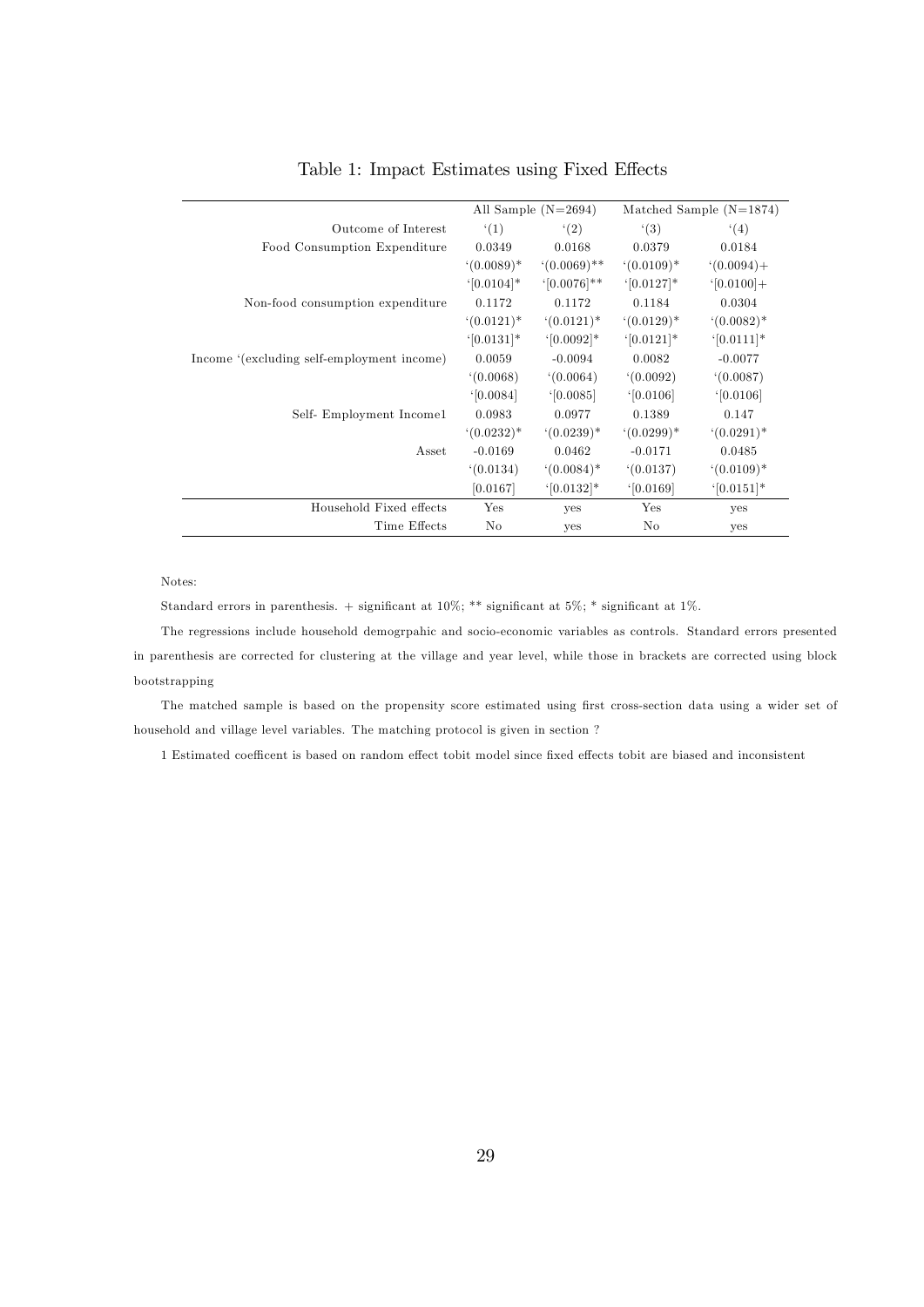Table 1: Impact Estimates using Fixed Effects

| | All Sample (N=2694) | | Matched Sample (N=1874) | |
|---|---|---|---|---|
| Outcome of Interest | '(1) | '(2) | '(3) | '(4) |
| Food Consumption Expenditure | 0.0349 | 0.0168 | 0.0379 | 0.0184 |
| | '(0.0089)* | '(0.0069)** | '(0.0109)* | '(0.0094)+ |
| | '[0.0104]* | '[0.0076]** | '[0.0127]* | '[0.0100]+ |
| Non-food consumption expenditure | 0.1172 | 0.1172 | 0.1184 | 0.0304 |
| | '(0.0121)* | '(0.0121)* | '(0.0129)* | '(0.0082)* |
| | '[0.0131]* | '[0.0092]* | '[0.0121]* | '[0.0111]* |
| Income '(excluding self-employment income) | 0.0059 | -0.0094 | 0.0082 | -0.0077 |
| | '(0.0068) | '(0.0064) | '(0.0092) | '(0.0087) |
| | '[0.0084] | '[0.0085] | '[0.0106] | '[0.0106] |
| Self- Employment Income1 | 0.0983 | 0.0977 | 0.1389 | 0.147 |
| | '(0.0232)* | '(0.0239)* | '(0.0299)* | '(0.0291)* |
| Asset | -0.0169 | 0.0462 | -0.0171 | 0.0485 |
| | '(0.0134) | '(0.0084)* | '(0.0137) | '(0.0109)* |
| | [0.0167] | '[0.0132]* | '[0.0169] | '[0.0151]* |
| Household Fixed effects | Yes | yes | Yes | yes |
| Time Effects | No | yes | No | yes |

Notes:

Standard errors in parenthesis. + significant at 10%; ** significant at 5%; * significant at 1%.

The regressions include household demogrpahic and socio-economic variables as controls. Standard errors presented in parenthesis are corrected for clustering at the village and year level, while those in brackets are corrected using block bootstrapping

The matched sample is based on the propensity score estimated using first cross-section data using a wider set of household and village level variables. The matching protocol is given in section ?

1 Estimated coefficent is based on random effect tobit model since fixed effects tobit are biased and inconsistent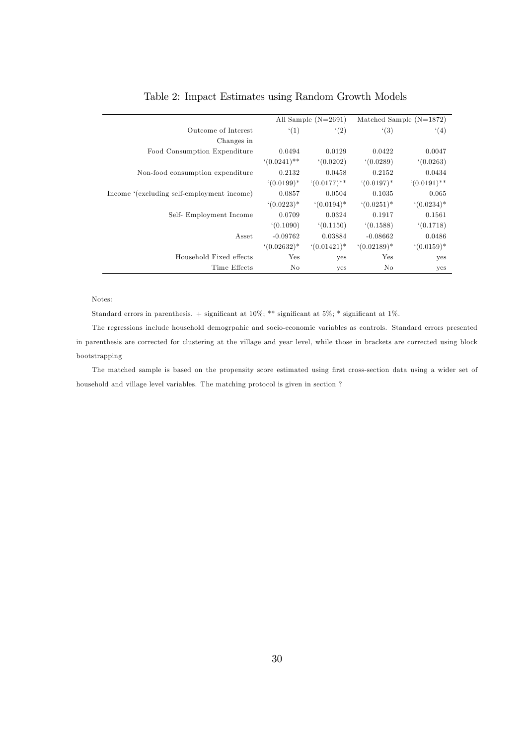Table 2: Impact Estimates using Random Growth Models

| | All Sample (N=2691) | | Matched Sample (N=1872) | |
|---|---|---|---|---|
| Outcome of Interest | '(1) | '(2) | '(3) | '(4) |
| Changes in | | | | |
| Food Consumption Expenditure | 0.0494 | 0.0129 | 0.0422 | 0.0047 |
| | '(0.0241)** | '(0.0202) | '(0.0289) | '(0.0263) |
| Non-food consumption expenditure | 0.2132 | 0.0458 | 0.2152 | 0.0434 |
| | '(0.0199)* | '(0.0177)** | '(0.0197)* | '(0.0191)** |
| Income '(excluding self-employment income) | 0.0857 | 0.0504 | 0.1035 | 0.065 |
| | '(0.0223)* | '(0.0194)* | '(0.0251)* | '(0.0234)* |
| Self- Employment Income | 0.0709 | 0.0324 | 0.1917 | 0.1561 |
| | '(0.1090) | '(0.1150) | '(0.1588) | '(0.1718) |
| Asset | -0.09762 | 0.03884 | -0.08662 | 0.0486 |
| | '(0.02632)* | '(0.01421)* | '(0.02189)* | '(0.0159)* |
| Household Fixed effects | Yes | yes | Yes | yes |
| Time Effects | No | yes | No | yes |

Notes:

Standard errors in parenthesis. + significant at 10%; ** significant at 5%; * significant at 1%.

The regressions include household demogrpahic and socio-economic variables as controls. Standard errors presented in parenthesis are corrected for clustering at the village and year level, while those in brackets are corrected using block bootstrapping

The matched sample is based on the propensity score estimated using first cross-section data using a wider set of household and village level variables. The matching protocol is given in section ?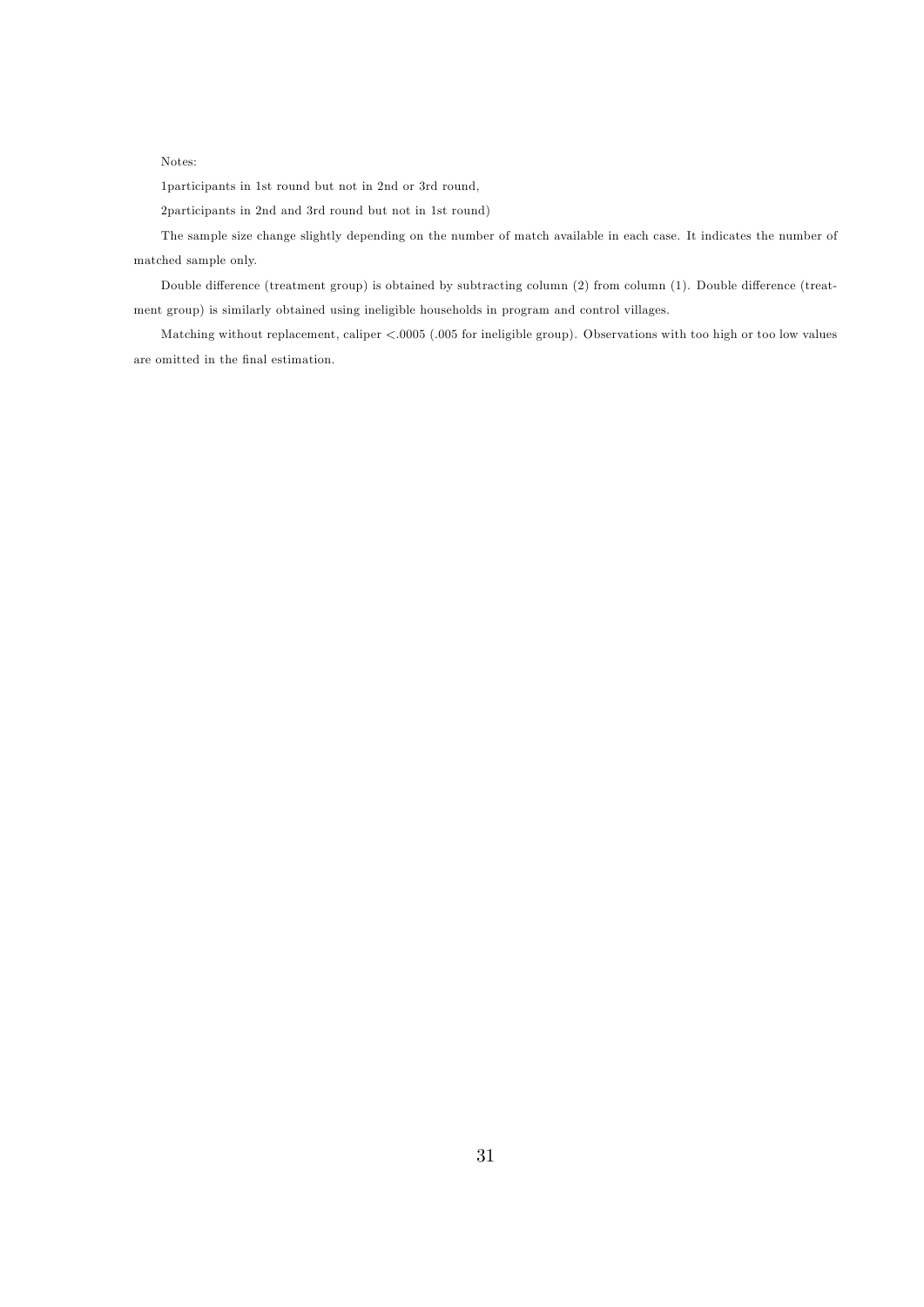Notes:

1participants in 1st round but not in 2nd or 3rd round,

2participants in 2nd and 3rd round but not in 1st round)

The sample size change slightly depending on the number of match available in each case. It indicates the number of matched sample only.

Double difference (treatment group) is obtained by subtracting column (2) from column (1). Double difference (treatment group) is similarly obtained using ineligible households in program and control villages.

Matching without replacement, caliper <.0005 (.005 for ineligible group). Observations with too high or too low values are omitted in the final estimation.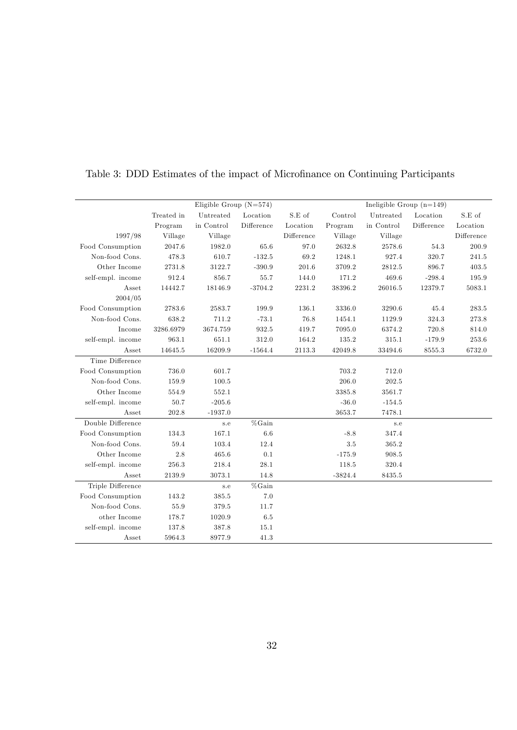Table 3: DDD Estimates of the impact of Microfinance on Continuing Participants

| | Eligible Group (N=574) | | | | Ineligible Group (n=149) | | | |
|---|---|---|---|---|---|---|---|---|
| | Treated in Program Village | Untreated in Control Village | Location Difference | S.E of Location Difference | Control Program Village | Untreated in Control Village | Location Difference | S.E of Location Difference |
| 1997/98 | | | | | | | | |
| Food Consumption | 2047.6 | 1982.0 | 65.6 | 97.0 | 2632.8 | 2578.6 | 54.3 | 200.9 |
| Non-food Cons. | 478.3 | 610.7 | -132.5 | 69.2 | 1248.1 | 927.4 | 320.7 | 241.5 |
| Other Income | 2731.8 | 3122.7 | -390.9 | 201.6 | 3709.2 | 2812.5 | 896.7 | 403.5 |
| self-empl. income | 912.4 | 856.7 | 55.7 | 144.0 | 171.2 | 469.6 | -298.4 | 195.9 |
| Asset | 14442.7 | 18146.9 | -3704.2 | 2231.2 | 38396.2 | 26016.5 | 12379.7 | 5083.1 |
| 2004/05 | | | | | | | | |
| Food Consumption | 2783.6 | 2583.7 | 199.9 | 136.1 | 3336.0 | 3290.6 | 45.4 | 283.5 |
| Non-food Cons. | 638.2 | 711.2 | -73.1 | 76.8 | 1454.1 | 1129.9 | 324.3 | 273.8 |
| Income | 3286.6979 | 3674.759 | 932.5 | 419.7 | 7095.0 | 6374.2 | 720.8 | 814.0 |
| self-empl. income | 963.1 | 651.1 | 312.0 | 164.2 | 135.2 | 315.1 | -179.9 | 253.6 |
| Asset | 14645.5 | 16209.9 | -1564.4 | 2113.3 | 42049.8 | 33494.6 | 8555.3 | 6732.0 |
| Time Difference | | | | | | | | |
| Food Consumption | 736.0 | 601.7 | | | 703.2 | 712.0 | | |
| Non-food Cons. | 159.9 | 100.5 | | | 206.0 | 202.5 | | |
| Other Income | 554.9 | 552.1 | | | 3385.8 | 3561.7 | | |
| self-empl. income | 50.7 | -205.6 | | | -36.0 | -154.5 | | |
| Asset | 202.8 | -1937.0 | | | 3653.7 | 7478.1 | | |
| Double Difference | | s.e | %Gain | | | s.e | | |
| Food Consumption | 134.3 | 167.1 | 6.6 | | -8.8 | 347.4 | | |
| Non-food Cons. | 59.4 | 103.4 | 12.4 | | 3.5 | 365.2 | | |
| Other Income | 2.8 | 465.6 | 0.1 | | -175.9 | 908.5 | | |
| self-empl. income | 256.3 | 218.4 | 28.1 | | 118.5 | 320.4 | | |
| Asset | 2139.9 | 3073.1 | 14.8 | | -3824.4 | 8435.5 | | |
| Triple Difference | | s.e | %Gain | | | | | |
| Food Consumption | 143.2 | 385.5 | 7.0 | | | | | |
| Non-food Cons. | 55.9 | 379.5 | 11.7 | | | | | |
| other Income | 178.7 | 1020.9 | 6.5 | | | | | |
| self-empl. income | 137.8 | 387.8 | 15.1 | | | | | |
| Asset | 5964.3 | 8977.9 | 41.3 | | | | | |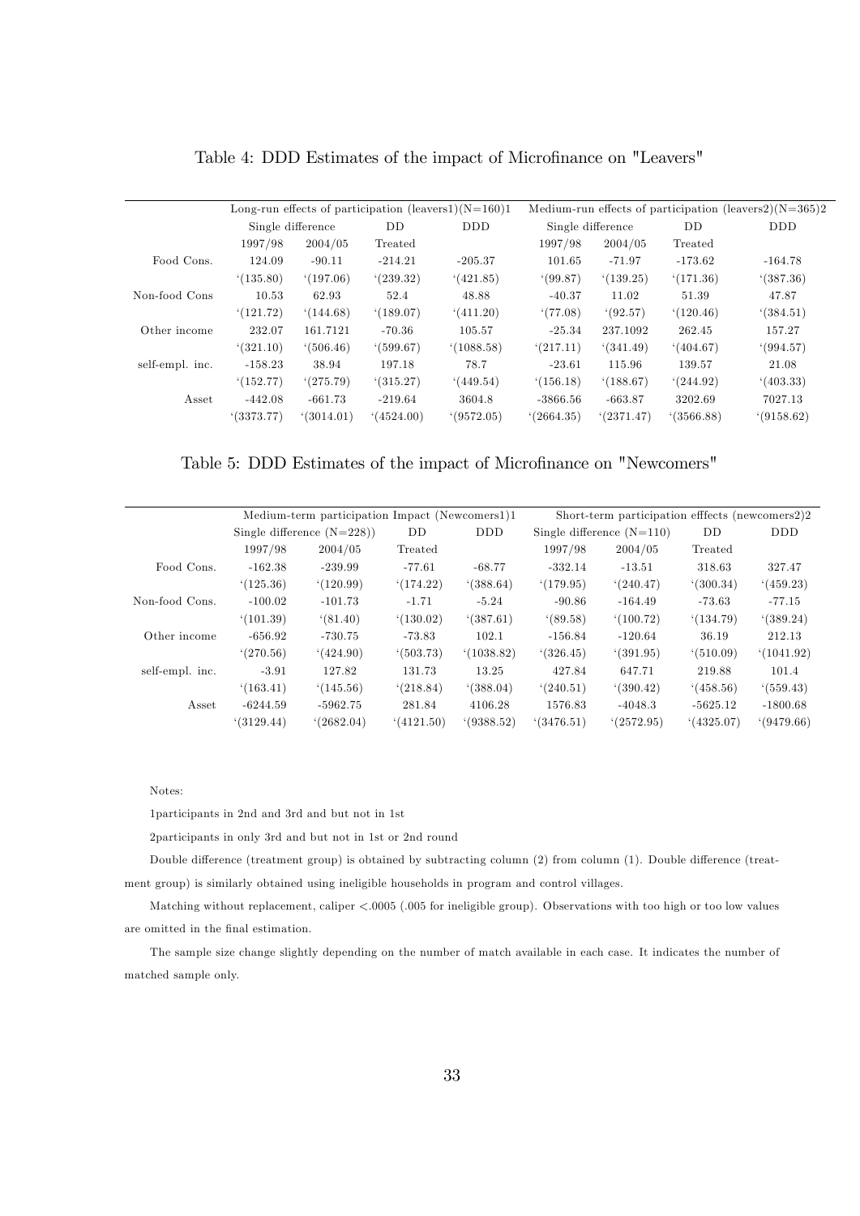Table 4: DDD Estimates of the impact of Microfinance on "Leavers"

| | Long-run effects of participation (leavers1)(N=160)1 | | | | Medium-run effects of participation (leavers2)(N=365)2 | | | |
|---|---|---|---|---|---|---|---|---|
| | Single difference | | DD | DDD | Single difference | | DD | DDD |
| | 1997/98 | 2004/05 | Treated | | 1997/98 | 2004/05 | Treated | |
| Food Cons. | 124.09 | -90.11 | -214.21 | -205.37 | 101.65 | -71.97 | -173.62 | -164.78 |
| | '(135.80) | '(197.06) | '(239.32) | '(421.85) | '(99.87) | '(139.25) | '(171.36) | '(387.36) |
| Non-food Cons | 10.53 | 62.93 | 52.4 | 48.88 | -40.37 | 11.02 | 51.39 | 47.87 |
| | '(121.72) | '(144.68) | '(189.07) | '(411.20) | '(77.08) | '(92.57) | '(120.46) | '(384.51) |
| Other income | 232.07 | 161.7121 | -70.36 | 105.57 | -25.34 | 237.1092 | 262.45 | 157.27 |
| | '(321.10) | '(506.46) | '(599.67) | '(1088.58) | '(217.11) | '(341.49) | '(404.67) | '(994.57) |
| self-empl. inc. | -158.23 | 38.94 | 197.18 | 78.7 | -23.61 | 115.96 | 139.57 | 21.08 |
| | '(152.77) | '(275.79) | '(315.27) | '(449.54) | '(156.18) | '(188.67) | '(244.92) | '(403.33) |
| Asset | -442.08 | -661.73 | -219.64 | 3604.8 | -3866.56 | -663.87 | 3202.69 | 7027.13 |
| | '(3373.77) | '(3014.01) | '(4524.00) | '(9572.05) | '(2664.35) | '(2371.47) | '(3566.88) | '(9158.62) |

Table 5: DDD Estimates of the impact of Microfinance on "Newcomers"

| | Medium-term participation Impact (Newcomers1)1 | | | | Short-term participation efffects (newcomers2)2 | | | |
|---|---|---|---|---|---|---|---|---|
| | Single difference (N=228)) | | DD | DDD | Single difference (N=110) | | DD | DDD |
| | 1997/98 | 2004/05 | Treated | | 1997/98 | 2004/05 | Treated | |
| Food Cons. | -162.38 | -239.99 | -77.61 | -68.77 | -332.14 | -13.51 | 318.63 | 327.47 |
| | '(125.36) | '(120.99) | '(174.22) | '(388.64) | '(179.95) | '(240.47) | '(300.34) | '(459.23) |
| Non-food Cons. | -100.02 | -101.73 | -1.71 | -5.24 | -90.86 | -164.49 | -73.63 | -77.15 |
| | '(101.39) | '(81.40) | '(130.02) | '(387.61) | '(89.58) | '(100.72) | '(134.79) | '(389.24) |
| Other income | -656.92 | -730.75 | -73.83 | 102.1 | -156.84 | -120.64 | 36.19 | 212.13 |
| | '(270.56) | '(424.90) | '(503.73) | '(1038.82) | '(326.45) | '(391.95) | '(510.09) | '(1041.92) |
| self-empl. inc. | -3.91 | 127.82 | 131.73 | 13.25 | 427.84 | 647.71 | 219.88 | 101.4 |
| | '(163.41) | '(145.56) | '(218.84) | '(388.04) | '(240.51) | '(390.42) | '(458.56) | '(559.43) |
| Asset | -6244.59 | -5962.75 | 281.84 | 4106.28 | 1576.83 | -4048.3 | -5625.12 | -1800.68 |
| | '(3129.44) | '(2682.04) | '(4121.50) | '(9388.52) | '(3476.51) | '(2572.95) | '(4325.07) | '(9479.66) |

Notes:

1participants in 2nd and 3rd and but not in 1st

2participants in only 3rd and but not in 1st or 2nd round

Double difference (treatment group) is obtained by subtracting column (2) from column (1). Double difference (treatment group) is similarly obtained using ineligible households in program and control villages.

Matching without replacement, caliper <.0005 (.005 for ineligible group). Observations with too high or too low values are omitted in the final estimation.

The sample size change slightly depending on the number of match available in each case. It indicates the number of matched sample only.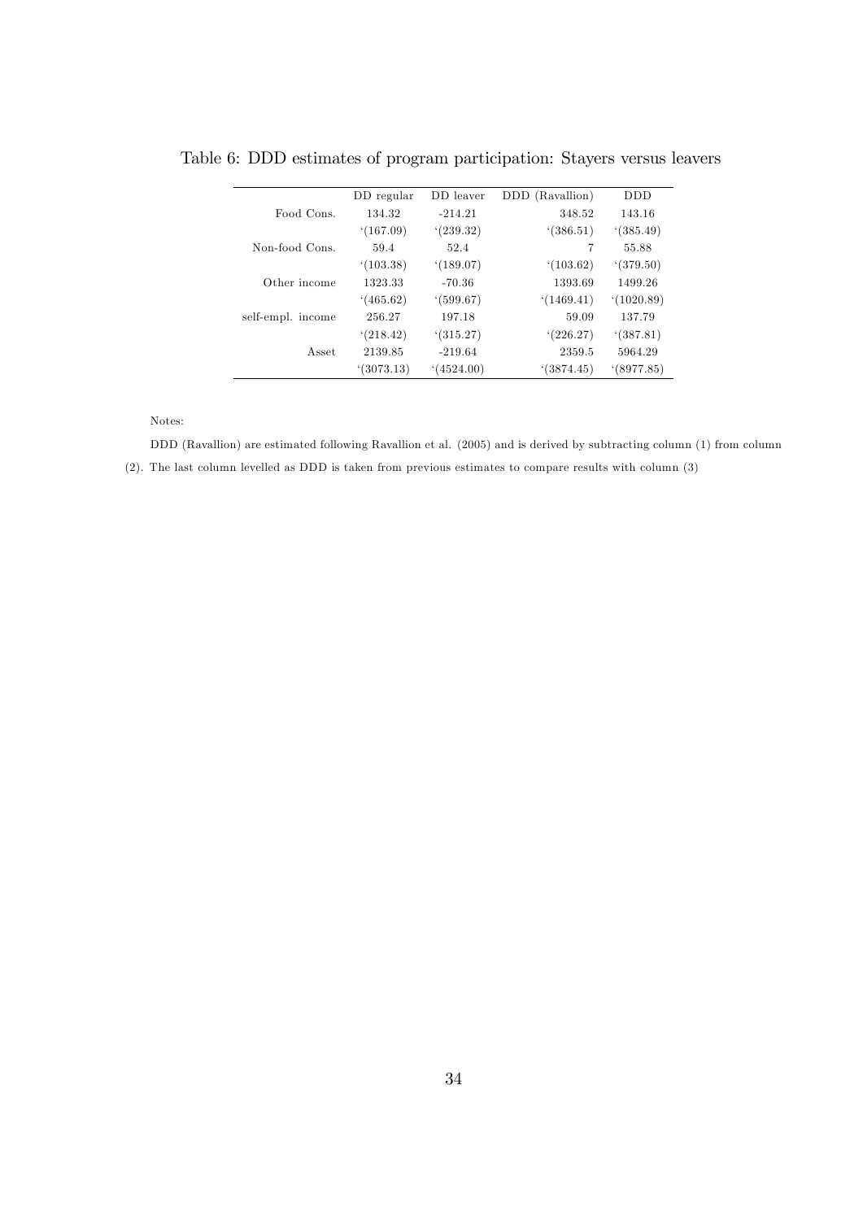Table 6: DDD estimates of program participation: Stayers versus leavers

| | DD regular | DD leaver | DDD (Ravallion) | DDD |
|---|---|---|---|---|
| Food Cons. | 134.32 | -214.21 | 348.52 | 143.16 |
| | '(167.09) | '(239.32) | '(386.51) | '(385.49) |
| Non-food Cons. | 59.4 | 52.4 | 7 | 55.88 |
| | '(103.38) | '(189.07) | '(103.62) | '(379.50) |
| Other income | 1323.33 | -70.36 | 1393.69 | 1499.26 |
| | '(465.62) | '(599.67) | '(1469.41) | '(1020.89) |
| self-empl. income | 256.27 | 197.18 | 59.09 | 137.79 |
| | '(218.42) | '(315.27) | '(226.27) | '(387.81) |
| Asset | 2139.85 | -219.64 | 2359.5 | 5964.29 |
| | '(3073.13) | '(4524.00) | '(3874.45) | '(8977.85) |

Notes:

DDD (Ravallion) are estimated following Ravallion et al. (2005) and is derived by subtracting column (1) from column (2). The last column levelled as DDD is taken from previous estimates to compare results with column (3)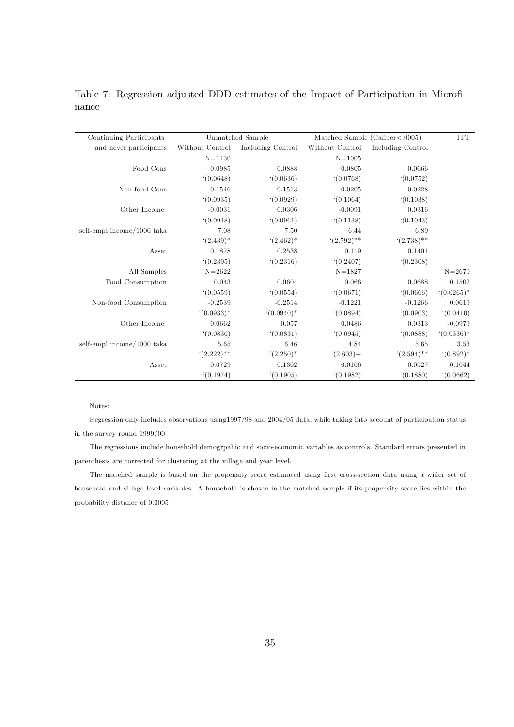Table 7: Regression adjusted DDD estimates of the Impact of Participation in Microfinance

| Continuing Participants | Unmatched Sample | | Matched Sample (Caliper<.0005) | | ITT |
|---|---|---|---|---|---|
| and never participants | Without Control | Including Control | Without Control | Including Control | |
| | N=1430 | | N=1005 | | |
| Food Cons | 0.0985 | 0.0888 | 0.0805 | 0.0666 | |
| | '(0.0648) | '(0.0636) | '(0.0768) | '(0.0752) | |
| Non-food Cons | -0.1546 | -0.1513 | -0.0205 | -0.0228 | |
| | '(0.0935) | '(0.0929) | '(0.1064) | '(0.1038) | |
| Other Income | -0.0031 | 0.0306 | -0.0091 | 0.0316 | |
| | '(0.0948) | '(0.0961) | '(0.1138) | '(0.1043) | |
| self-empl income/1000 taka | 7.08 | 7.50 | 6.44 | 6.89 | |
| | '(2.439)* | '(2.462)* | '(2.792)** | '(2.738)** | |
| Asset | 0.1878 | 0.2538 | 0.119 | 0.1401 | |
| | '(0.2395) | '(0.2316) | '(0.2407) | '(0.2308) | |
| All Samples | N=2622 | | N=1827 | | N=2670 |
| Food Consumption | 0.043 | 0.0604 | 0.066 | 0.0688 | 0.1502 |
| | '(0.0559) | '(0.0554) | '(0.0671) | '(0.0666) | '(0.0265)* |
| Non-food Consumption | -0.2539 | -0.2514 | -0.1221 | -0.1266 | 0.0619 |
| | '(0.0933)* | '(0.0940)* | '(0.0894) | '(0.0903) | '(0.0410) |
| Other Income | 0.0662 | 0.057 | 0.0486 | 0.0313 | -0.0979 |
| | '(0.0836) | '(0.0831) | '(0.0945) | '(0.0888) | '(0.0336)* |
| self-empl income/1000 taka | 5.65 | 6.46 | 4.84 | 5.65 | 3.53 |
| | '(2.222)** | '(2.250)* | '(2.603)+ | '(2.594)** | '(0.892)* |
| Asset | 0.0729 | 0.1302 | 0.0106 | 0.0527 | 0.1044 |
| | '(0.1974) | '(0.1905) | '(0.1982) | '(0.1880) | '(0.0662) |

Notes:

Regression only includes observations using1997/98 and 2004/05 data, while taking into account of participation status in the survey round 1999/00

The regressions include household demogrpahic and socio-economic variables as controls. Standard errors presented in parenthesis are corrected for clustering at the village and year level.

The matched sample is based on the propensity score estimated using first cross-section data using a wider set of household and village level variables. A household is chosen in the matched sample if its propensity score lies within the probability distance of 0.0005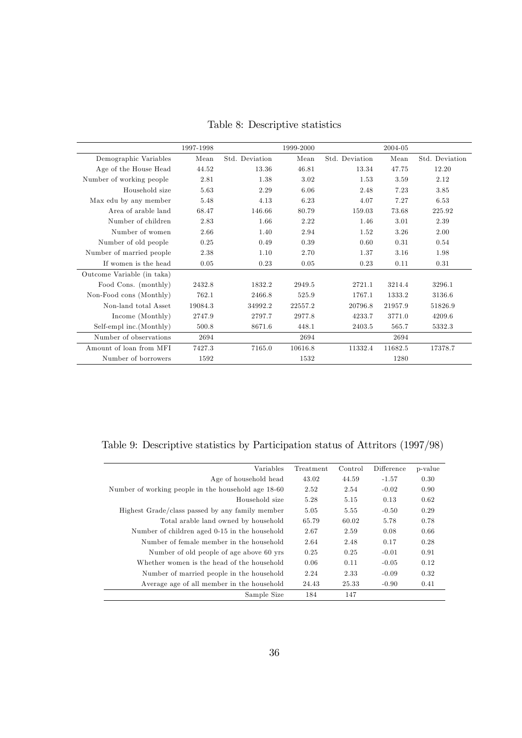Table 8: Descriptive statistics

| | 1997-1998 | | 1999-2000 | | 2004-05 | |
|---|---|---|---|---|---|---|
| Demographic Variables | Mean | Std. Deviation | Mean | Std. Deviation | Mean | Std. Deviation |
| Age of the House Head | 44.52 | 13.36 | 46.81 | 13.34 | 47.75 | 12.20 |
| Number of working people | 2.81 | 1.38 | 3.02 | 1.53 | 3.59 | 2.12 |
| Household size | 5.63 | 2.29 | 6.06 | 2.48 | 7.23 | 3.85 |
| Max edu by any member | 5.48 | 4.13 | 6.23 | 4.07 | 7.27 | 6.53 |
| Area of arable land | 68.47 | 146.66 | 80.79 | 159.03 | 73.68 | 225.92 |
| Number of children | 2.83 | 1.66 | 2.22 | 1.46 | 3.01 | 2.39 |
| Number of women | 2.66 | 1.40 | 2.94 | 1.52 | 3.26 | 2.00 |
| Number of old people | 0.25 | 0.49 | 0.39 | 0.60 | 0.31 | 0.54 |
| Number of married people | 2.38 | 1.10 | 2.70 | 1.37 | 3.16 | 1.98 |
| If women is the head | 0.05 | 0.23 | 0.05 | 0.23 | 0.11 | 0.31 |
| Outcome Variable (in taka) | | | | | | |
| Food Cons. (monthly) | 2432.8 | 1832.2 | 2949.5 | 2721.1 | 3214.4 | 3296.1 |
| Non-Food cons (Monthly) | 762.1 | 2466.8 | 525.9 | 1767.1 | 1333.2 | 3136.6 |
| Non-land total Asset | 19084.3 | 34992.2 | 22557.2 | 20796.8 | 21957.9 | 51826.9 |
| Income (Monthly) | 2747.9 | 2797.7 | 2977.8 | 4233.7 | 3771.0 | 4209.6 |
| Self-empl inc.(Monthly) | 500.8 | 8671.6 | 448.1 | 2403.5 | 565.7 | 5332.3 |
| Number of observations | 2694 | | 2694 | | 2694 | |
| Amount of loan from MFI | 7427.3 | 7165.0 | 10616.8 | 11332.4 | 11682.5 | 17378.7 |
| Number of borrowers | 1592 | | 1532 | | 1280 | |

Table 9: Descriptive statistics by Participation status of Attritors (1997/98)

| Variables | Treatment | Control | Difference | p-value |
|---|---|---|---|---|
| Age of household head | 43.02 | 44.59 | -1.57 | 0.30 |
| Number of working people in the household age 18-60 | 2.52 | 2.54 | -0.02 | 0.90 |
| Household size | 5.28 | 5.15 | 0.13 | 0.62 |
| Highest Grade/class passed by any family member | 5.05 | 5.55 | -0.50 | 0.29 |
| Total arable land owned by household | 65.79 | 60.02 | 5.78 | 0.78 |
| Number of children aged 0-15 in the household | 2.67 | 2.59 | 0.08 | 0.66 |
| Number of female member in the household | 2.64 | 2.48 | 0.17 | 0.28 |
| Number of old people of age above 60 yrs | 0.25 | 0.25 | -0.01 | 0.91 |
| Whether women is the head of the household | 0.06 | 0.11 | -0.05 | 0.12 |
| Number of married people in the household | 2.24 | 2.33 | -0.09 | 0.32 |
| Average age of all member in the household | 24.43 | 25.33 | -0.90 | 0.41 |
| Sample Size | 184 | 147 | | |